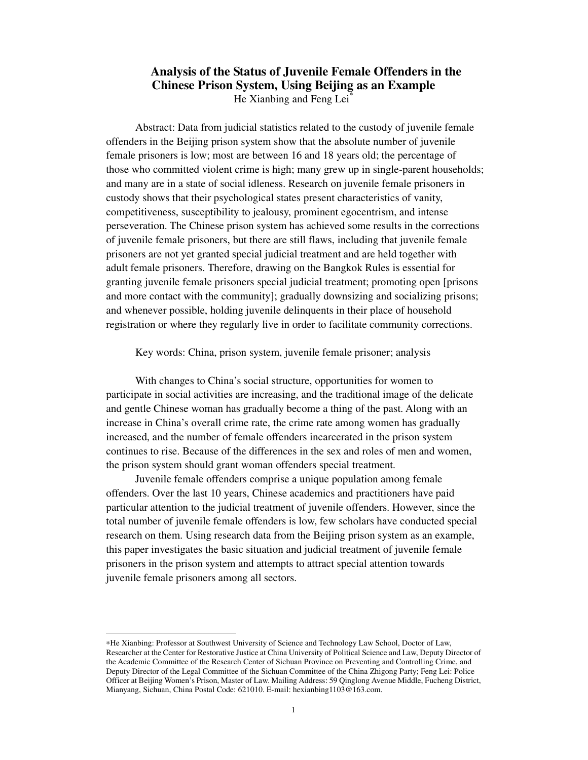# Analysis of the Status of Juvenile Female Offenders in the Chinese Prison System, Using Beijing as an Example

He Xianbing and Feng Lei*

Abstract: Data from judicial statistics related to the custody of juvenile female offenders in the Beijing prison system show that the absolute number of juvenile female prisoners is low; most are between 16 and 18 years old; the percentage of those who committed violent crime is high; many grew up in single-parent households; and many are in a state of social idleness. Research on juvenile female prisoners in custody shows that their psychological states present characteristics of vanity, competitiveness, susceptibility to jealousy, prominent egocentrism, and intense perseveration. The Chinese prison system has achieved some results in the corrections of juvenile female prisoners, but there are still flaws, including that juvenile female prisoners are not yet granted special judicial treatment and are held together with adult female prisoners. Therefore, drawing on the Bangkok Rules is essential for granting juvenile female prisoners special judicial treatment; promoting open [prisons and more contact with the community]; gradually downsizing and socializing prisons; and whenever possible, holding juvenile delinquents in their place of household registration or where they regularly live in order to facilitate community corrections.

Key words: China, prison system, juvenile female prisoner; analysis

With changes to China's social structure, opportunities for women to participate in social activities are increasing, and the traditional image of the delicate and gentle Chinese woman has gradually become a thing of the past. Along with an increase in China's overall crime rate, the crime rate among women has gradually increased, and the number of female offenders incarcerated in the prison system continues to rise. Because of the differences in the sex and roles of men and women, the prison system should grant woman offenders special treatment.

Juvenile female offenders comprise a unique population among female offenders. Over the last 10 years, Chinese academics and practitioners have paid particular attention to the judicial treatment of juvenile offenders. However, since the total number of juvenile female offenders is low, few scholars have conducted special research on them. Using research data from the Beijing prison system as an example, this paper investigates the basic situation and judicial treatment of juvenile female prisoners in the prison system and attempts to attract special attention towards juvenile female prisoners among all sectors.

---

*He Xianbing: Professor at Southwest University of Science and Technology Law School, Doctor of Law, Researcher at the Center for Restorative Justice at China University of Political Science and Law, Deputy Director of the Academic Committee of the Research Center of Sichuan Province on Preventing and Controlling Crime, and Deputy Director of the Legal Committee of the Sichuan Committee of the China Zhigong Party; Feng Lei: Police Officer at Beijing Women's Prison, Master of Law. Mailing Address: 59 Qinglong Avenue Middle, Fucheng District, Mianyang, Sichuan, China Postal Code: 621010. E-mail: hexianbing1103@163.com.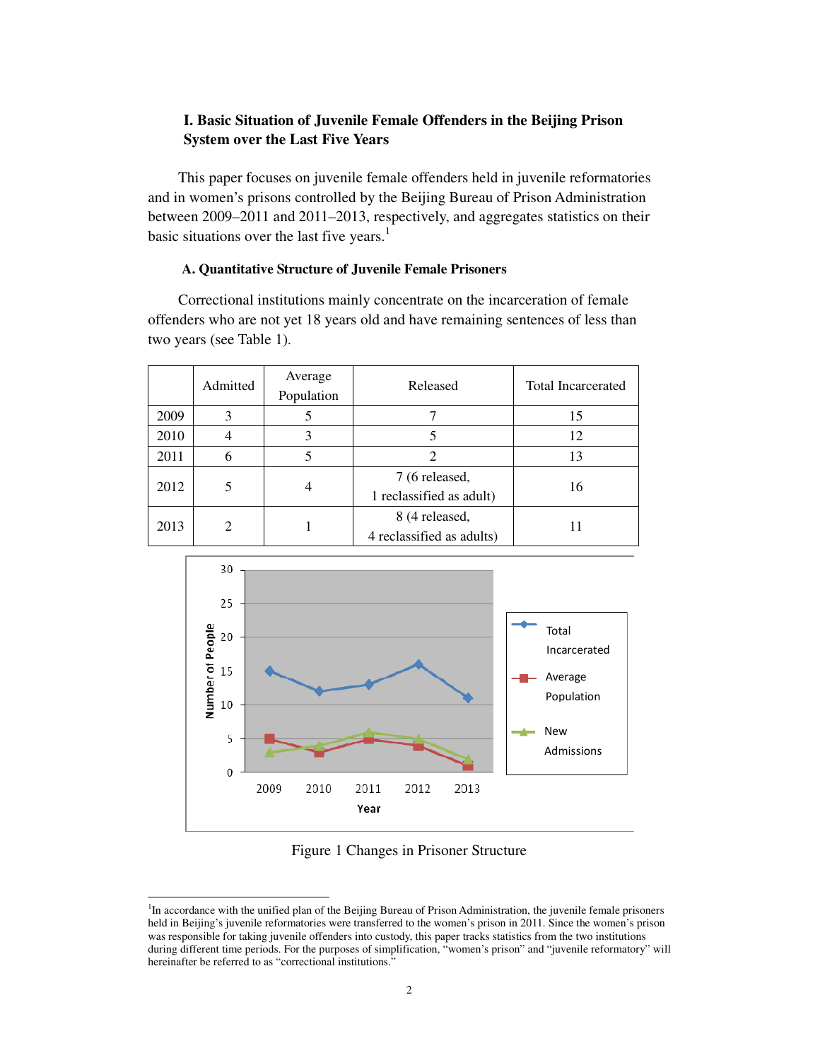### I. Basic Situation of Juvenile Female Offenders in the Beijing Prison System over the Last Five Years

This paper focuses on juvenile female offenders held in juvenile reformatories and in women's prisons controlled by the Beijing Bureau of Prison Administration between 2009–2011 and 2011–2013, respectively, and aggregates statistics on their basic situations over the last five years.[1]

#### A. Quantitative Structure of Juvenile Female Prisoners

Correctional institutions mainly concentrate on the incarceration of female offenders who are not yet 18 years old and have remaining sentences of less than two years (see Table 1).

| | Admitted | Average Population | Released | Total Incarcerated |
|---|---|---|---|---|
| 2009 | 3 | 5 | 7 | 15 |
| 2010 | 4 | 3 | 5 | 12 |
| 2011 | 6 | 5 | 2 | 13 |
| 2012 | 5 | 4 | 7 (6 released, 1 reclassified as adult) | 16 |
| 2013 | 2 | 1 | 8 (4 released, 4 reclassified as adults) | 11 |

Figure 1 Changes in Prisoner Structure

[1] In accordance with the unified plan of the Beijing Bureau of Prison Administration, the juvenile female prisoners held in Beijing's juvenile reformatories were transferred to the women's prison in 2011. Since the women's prison was responsible for taking juvenile offenders into custody, this paper tracks statistics from the two institutions during different time periods. For the purposes of simplification, "women's prison" and "juvenile reformatory" will hereinafter be referred to as "correctional institutions."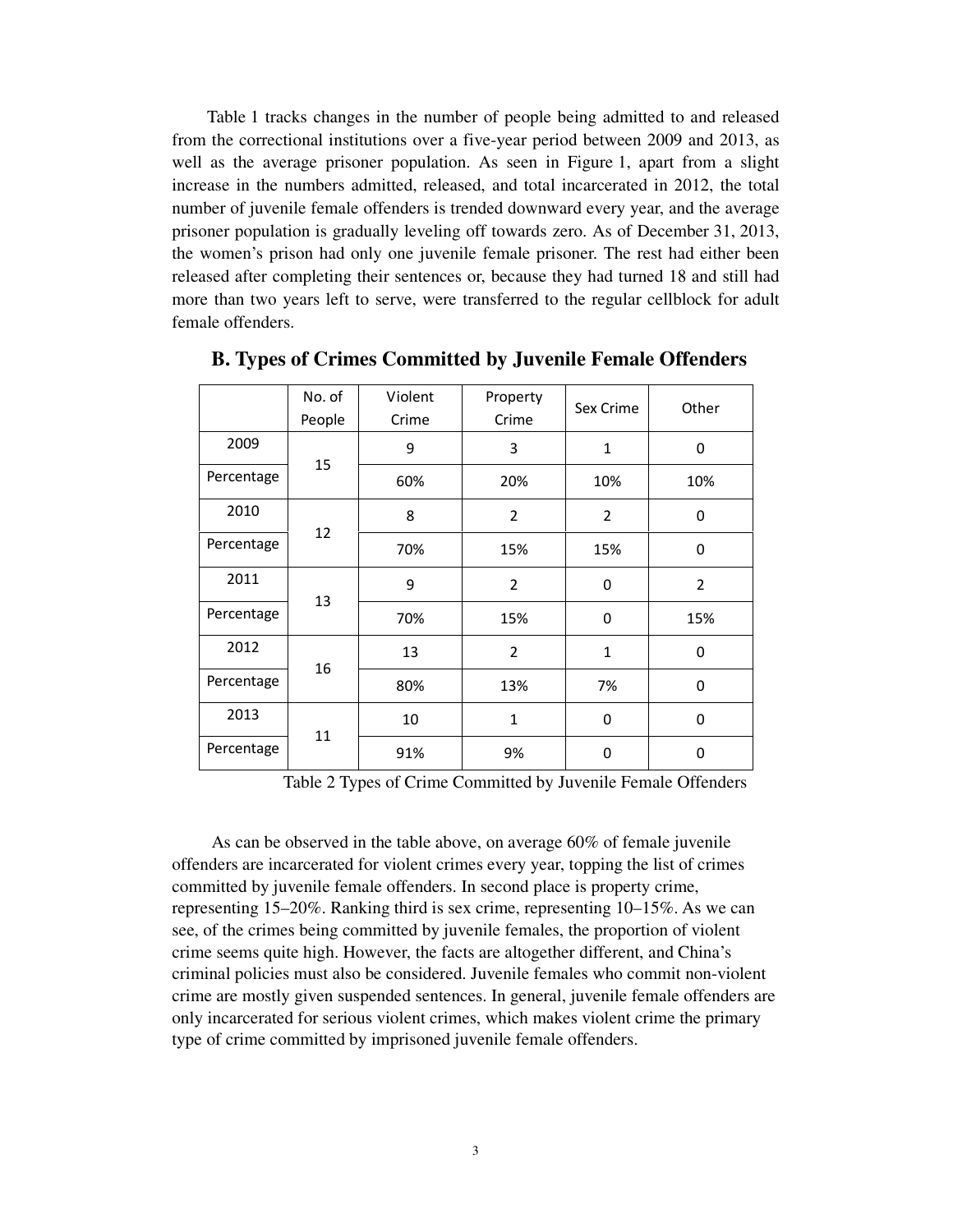Table 1 tracks changes in the number of people being admitted to and released from the correctional institutions over a five-year period between 2009 and 2013, as well as the average prisoner population. As seen in Figure 1, apart from a slight increase in the numbers admitted, released, and total incarcerated in 2012, the total number of juvenile female offenders is trended downward every year, and the average prisoner population is gradually leveling off towards zero. As of December 31, 2013, the women's prison had only one juvenile female prisoner. The rest had either been released after completing their sentences or, because they had turned 18 and still had more than two years left to serve, were transferred to the regular cellblock for adult female offenders.

## B. Types of Crimes Committed by Juvenile Female Offenders

| | No. of People | Violent Crime | Property Crime | Sex Crime | Other |
|---|---|---|---|---|---|
| 2009 | 15 | 9 | 3 | 1 | 0 |
| Percentage | | 60% | 20% | 10% | 10% |
| 2010 | 12 | 8 | 2 | 2 | 0 |
| Percentage | | 70% | 15% | 15% | 0 |
| 2011 | 13 | 9 | 2 | 0 | 2 |
| Percentage | | 70% | 15% | 0 | 15% |
| 2012 | 16 | 13 | 2 | 1 | 0 |
| Percentage | | 80% | 13% | 7% | 0 |
| 2013 | 11 | 10 | 1 | 0 | 0 |
| Percentage | | 91% | 9% | 0 | 0 |

Table 2 Types of Crime Committed by Juvenile Female Offenders

As can be observed in the table above, on average 60% of female juvenile offenders are incarcerated for violent crimes every year, topping the list of crimes committed by juvenile female offenders. In second place is property crime, representing 15–20%. Ranking third is sex crime, representing 10–15%. As we can see, of the crimes being committed by juvenile females, the proportion of violent crime seems quite high. However, the facts are altogether different, and China's criminal policies must also be considered. Juvenile females who commit non-violent crime are mostly given suspended sentences. In general, juvenile female offenders are only incarcerated for serious violent crimes, which makes violent crime the primary type of crime committed by imprisoned juvenile female offenders.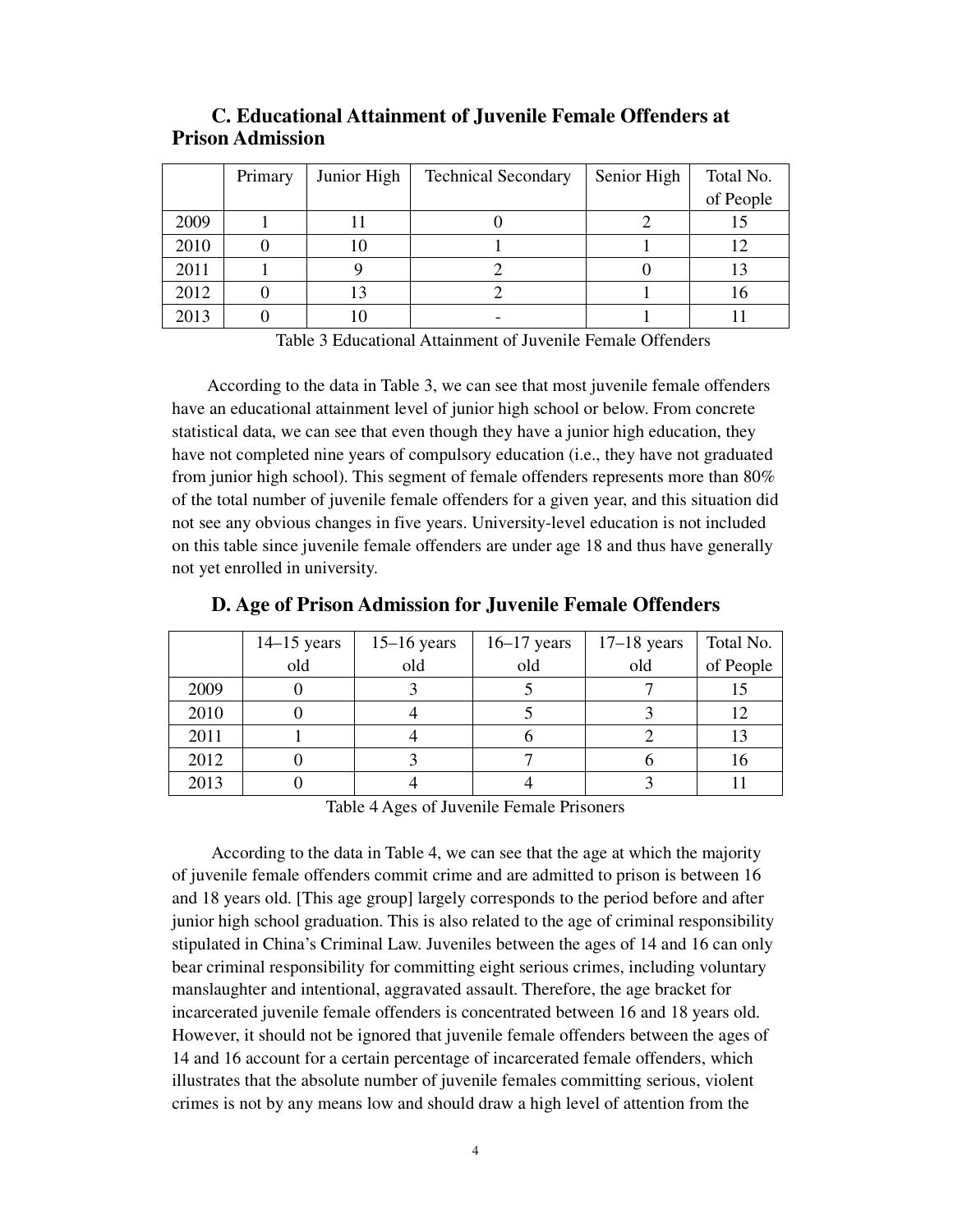### C. Educational Attainment of Juvenile Female Offenders at Prison Admission

| | Primary | Junior High | Technical Secondary | Senior High | Total No. of People |
|---|---|---|---|---|---|
| 2009 | 1 | 11 | 0 | 2 | 15 |
| 2010 | 0 | 10 | 1 | 1 | 12 |
| 2011 | 1 | 9 | 2 | 0 | 13 |
| 2012 | 0 | 13 | 2 | 1 | 16 |
| 2013 | 0 | 10 | - | 1 | 11 |

Table 3 Educational Attainment of Juvenile Female Offenders

According to the data in Table 3, we can see that most juvenile female offenders have an educational attainment level of junior high school or below. From concrete statistical data, we can see that even though they have a junior high education, they have not completed nine years of compulsory education (i.e., they have not graduated from junior high school). This segment of female offenders represents more than 80% of the total number of juvenile female offenders for a given year, and this situation did not see any obvious changes in five years. University-level education is not included on this table since juvenile female offenders are under age 18 and thus have generally not yet enrolled in university.

### D. Age of Prison Admission for Juvenile Female Offenders

| | 14–15 years old | 15–16 years old | 16–17 years old | 17–18 years old | Total No. of People |
|---|---|---|---|---|---|
| 2009 | 0 | 3 | 5 | 7 | 15 |
| 2010 | 0 | 4 | 5 | 3 | 12 |
| 2011 | 1 | 4 | 6 | 2 | 13 |
| 2012 | 0 | 3 | 7 | 6 | 16 |
| 2013 | 0 | 4 | 4 | 3 | 11 |

Table 4 Ages of Juvenile Female Prisoners

According to the data in Table 4, we can see that the age at which the majority of juvenile female offenders commit crime and are admitted to prison is between 16 and 18 years old. [This age group] largely corresponds to the period before and after junior high school graduation. This is also related to the age of criminal responsibility stipulated in China's Criminal Law. Juveniles between the ages of 14 and 16 can only bear criminal responsibility for committing eight serious crimes, including voluntary manslaughter and intentional, aggravated assault. Therefore, the age bracket for incarcerated juvenile female offenders is concentrated between 16 and 18 years old. However, it should not be ignored that juvenile female offenders between the ages of 14 and 16 account for a certain percentage of incarcerated female offenders, which illustrates that the absolute number of juvenile females committing serious, violent crimes is not by any means low and should draw a high level of attention from the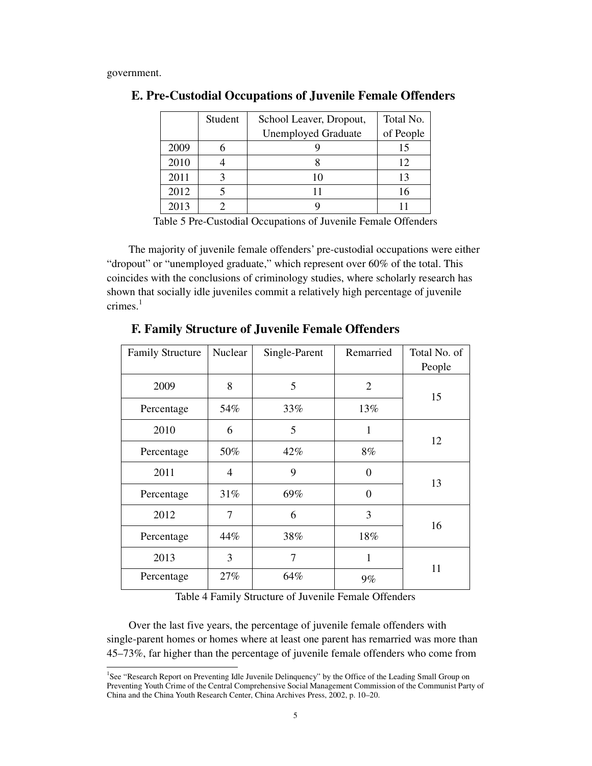government.

## E. Pre-Custodial Occupations of Juvenile Female Offenders

| | Student | School Leaver, Dropout, Unemployed Graduate | Total No. of People |
|---|---|---|---|
| 2009 | 6 | 9 | 15 |
| 2010 | 4 | 8 | 12 |
| 2011 | 3 | 10 | 13 |
| 2012 | 5 | 11 | 16 |
| 2013 | 2 | 9 | 11 |

Table 5 Pre-Custodial Occupations of Juvenile Female Offenders

The majority of juvenile female offenders' pre-custodial occupations were either "dropout" or "unemployed graduate," which represent over 60% of the total. This coincides with the conclusions of criminology studies, where scholarly research has shown that socially idle juveniles commit a relatively high percentage of juvenile crimes.[1]

## F. Family Structure of Juvenile Female Offenders

| Family Structure | Nuclear | Single-Parent | Remarried | Total No. of People |
|---|---|---|---|---|
| 2009 | 8 | 5 | 2 | 15 |
| Percentage | 54% | 33% | 13% | |
| 2010 | 6 | 5 | 1 | 12 |
| Percentage | 50% | 42% | 8% | |
| 2011 | 4 | 9 | 0 | 13 |
| Percentage | 31% | 69% | 0 | |
| 2012 | 7 | 6 | 3 | 16 |
| Percentage | 44% | 38% | 18% | |
| 2013 | 3 | 7 | 1 | 11 |
| Percentage | 27% | 64% | 9% | |

Table 4 Family Structure of Juvenile Female Offenders

Over the last five years, the percentage of juvenile female offenders with single-parent homes or homes where at least one parent has remarried was more than 45–73%, far higher than the percentage of juvenile female offenders who come from

[1]See "Research Report on Preventing Idle Juvenile Delinquency" by the Office of the Leading Small Group on Preventing Youth Crime of the Central Comprehensive Social Management Commission of the Communist Party of China and the China Youth Research Center, China Archives Press, 2002, p. 10–20.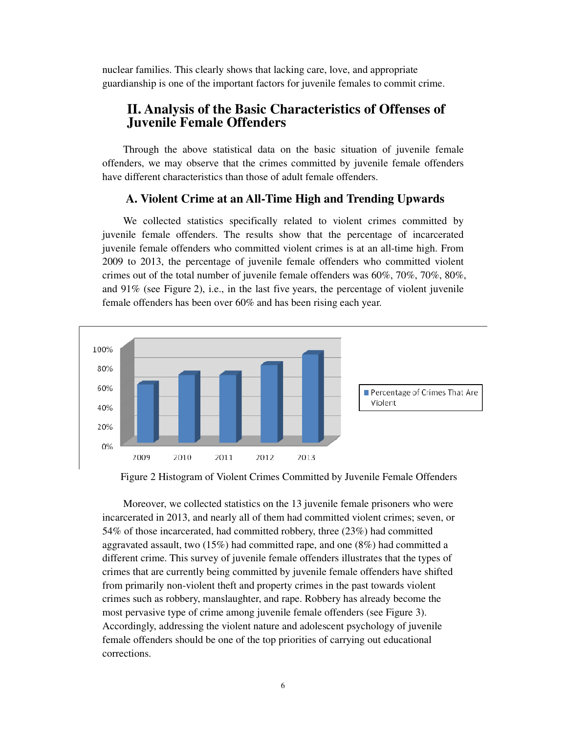nuclear families. This clearly shows that lacking care, love, and appropriate guardianship is one of the important factors for juvenile females to commit crime.

## II. Analysis of the Basic Characteristics of Offenses of Juvenile Female Offenders

Through the above statistical data on the basic situation of juvenile female offenders, we may observe that the crimes committed by juvenile female offenders have different characteristics than those of adult female offenders.

### A. Violent Crime at an All-Time High and Trending Upwards

We collected statistics specifically related to violent crimes committed by juvenile female offenders. The results show that the percentage of incarcerated juvenile female offenders who committed violent crimes is at an all-time high. From 2009 to 2013, the percentage of juvenile female offenders who committed violent crimes out of the total number of juvenile female offenders was 60%, 70%, 70%, 80%, and 91% (see Figure 2), i.e., in the last five years, the percentage of violent juvenile female offenders has been over 60% and has been rising each year.

Figure 2 Histogram of Violent Crimes Committed by Juvenile Female Offenders

Moreover, we collected statistics on the 13 juvenile female prisoners who were incarcerated in 2013, and nearly all of them had committed violent crimes; seven, or 54% of those incarcerated, had committed robbery, three (23%) had committed aggravated assault, two (15%) had committed rape, and one (8%) had committed a different crime. This survey of juvenile female offenders illustrates that the types of crimes that are currently being committed by juvenile female offenders have shifted from primarily non-violent theft and property crimes in the past towards violent crimes such as robbery, manslaughter, and rape. Robbery has already become the most pervasive type of crime among juvenile female offenders (see Figure 3). Accordingly, addressing the violent nature and adolescent psychology of juvenile female offenders should be one of the top priorities of carrying out educational corrections.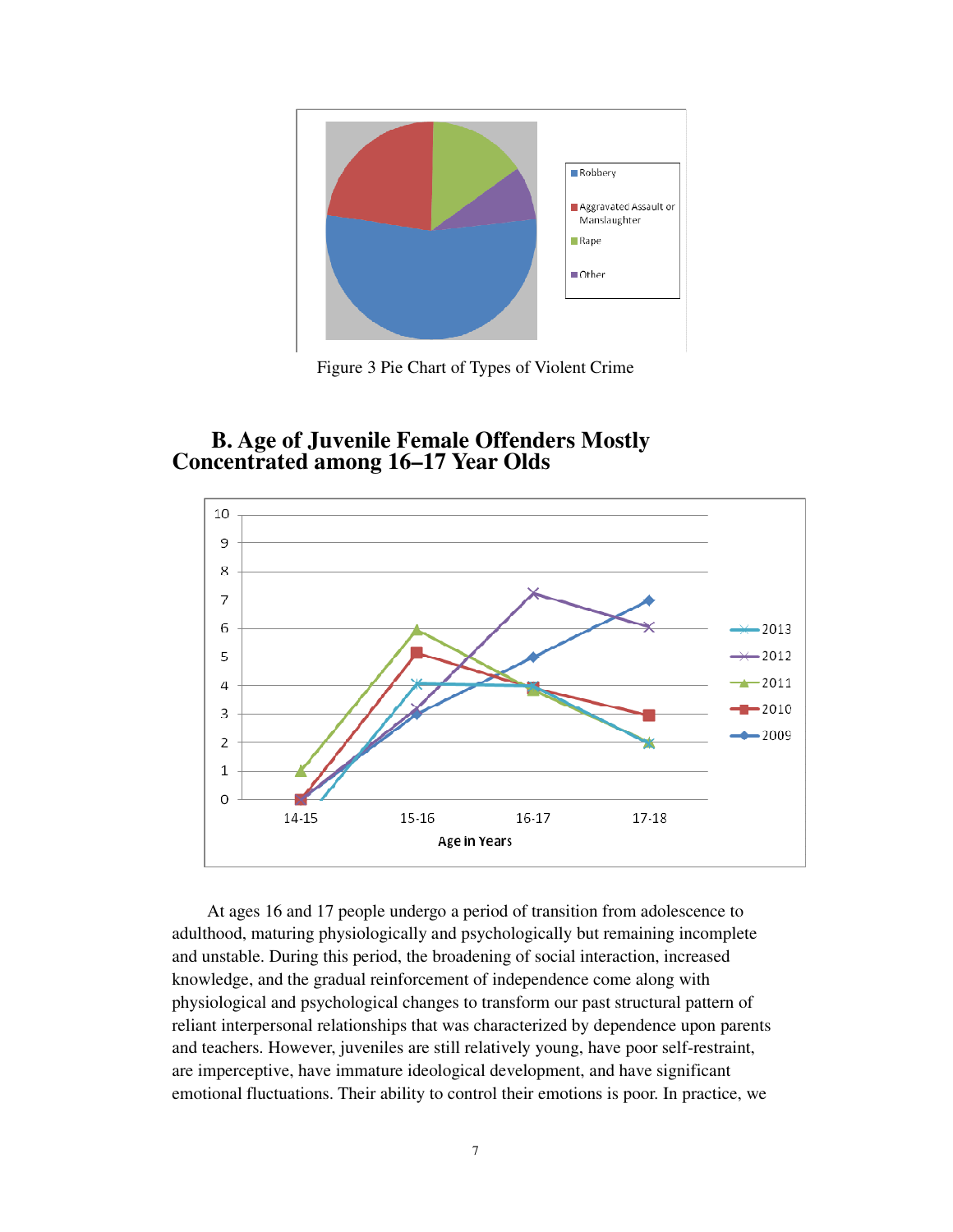Figure 3 Pie Chart of Types of Violent Crime

## B. Age of Juvenile Female Offenders Mostly Concentrated among 16–17 Year Olds

At ages 16 and 17 people undergo a period of transition from adolescence to adulthood, maturing physiologically and psychologically but remaining incomplete and unstable. During this period, the broadening of social interaction, increased knowledge, and the gradual reinforcement of independence come along with physiological and psychological changes to transform our past structural pattern of reliant interpersonal relationships that was characterized by dependence upon parents and teachers. However, juveniles are still relatively young, have poor self-restraint, are imperceptive, have immature ideological development, and have significant emotional fluctuations. Their ability to control their emotions is poor. In practice, we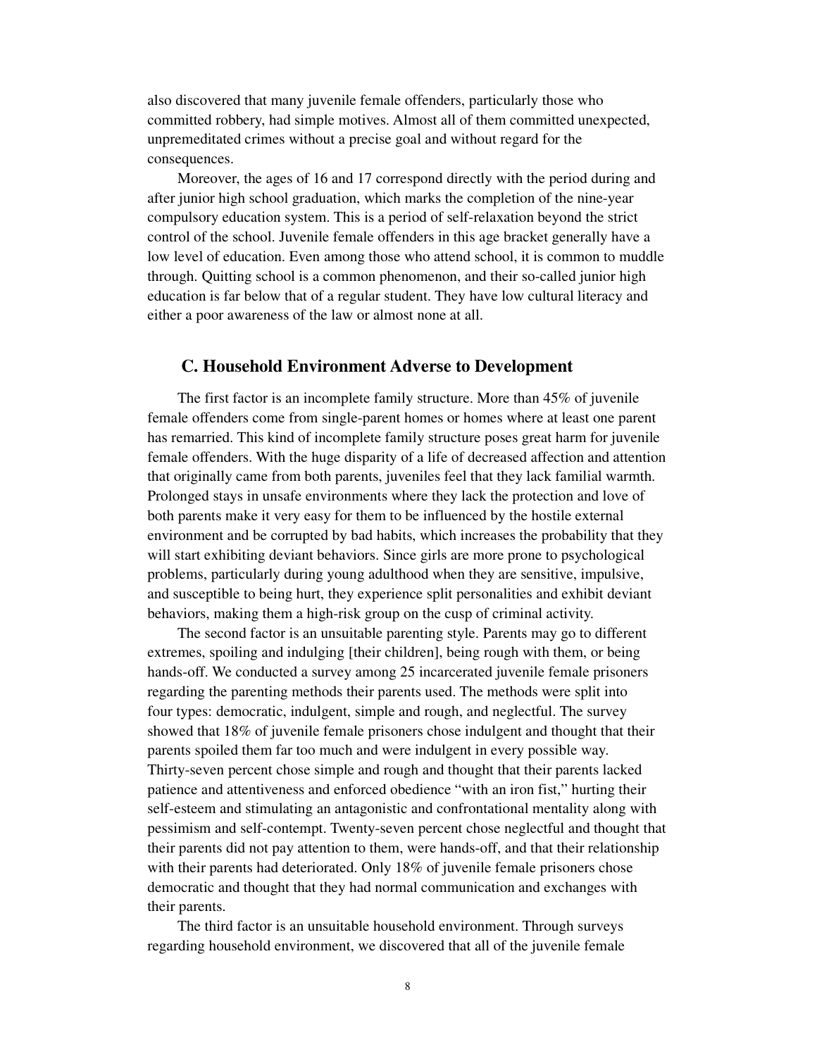also discovered that many juvenile female offenders, particularly those who committed robbery, had simple motives. Almost all of them committed unexpected, unpremeditated crimes without a precise goal and without regard for the consequences.

Moreover, the ages of 16 and 17 correspond directly with the period during and after junior high school graduation, which marks the completion of the nine-year compulsory education system. This is a period of self-relaxation beyond the strict control of the school. Juvenile female offenders in this age bracket generally have a low level of education. Even among those who attend school, it is common to muddle through. Quitting school is a common phenomenon, and their so-called junior high education is far below that of a regular student. They have low cultural literacy and either a poor awareness of the law or almost none at all.

## C. Household Environment Adverse to Development

The first factor is an incomplete family structure. More than 45% of juvenile female offenders come from single-parent homes or homes where at least one parent has remarried. This kind of incomplete family structure poses great harm for juvenile female offenders. With the huge disparity of a life of decreased affection and attention that originally came from both parents, juveniles feel that they lack familial warmth. Prolonged stays in unsafe environments where they lack the protection and love of both parents make it very easy for them to be influenced by the hostile external environment and be corrupted by bad habits, which increases the probability that they will start exhibiting deviant behaviors. Since girls are more prone to psychological problems, particularly during young adulthood when they are sensitive, impulsive, and susceptible to being hurt, they experience split personalities and exhibit deviant behaviors, making them a high-risk group on the cusp of criminal activity.

The second factor is an unsuitable parenting style. Parents may go to different extremes, spoiling and indulging [their children], being rough with them, or being hands-off. We conducted a survey among 25 incarcerated juvenile female prisoners regarding the parenting methods their parents used. The methods were split into four types: democratic, indulgent, simple and rough, and neglectful. The survey showed that 18% of juvenile female prisoners chose indulgent and thought that their parents spoiled them far too much and were indulgent in every possible way. Thirty-seven percent chose simple and rough and thought that their parents lacked patience and attentiveness and enforced obedience "with an iron fist," hurting their self-esteem and stimulating an antagonistic and confrontational mentality along with pessimism and self-contempt. Twenty-seven percent chose neglectful and thought that their parents did not pay attention to them, were hands-off, and that their relationship with their parents had deteriorated. Only 18% of juvenile female prisoners chose democratic and thought that they had normal communication and exchanges with their parents.

The third factor is an unsuitable household environment. Through surveys regarding household environment, we discovered that all of the juvenile female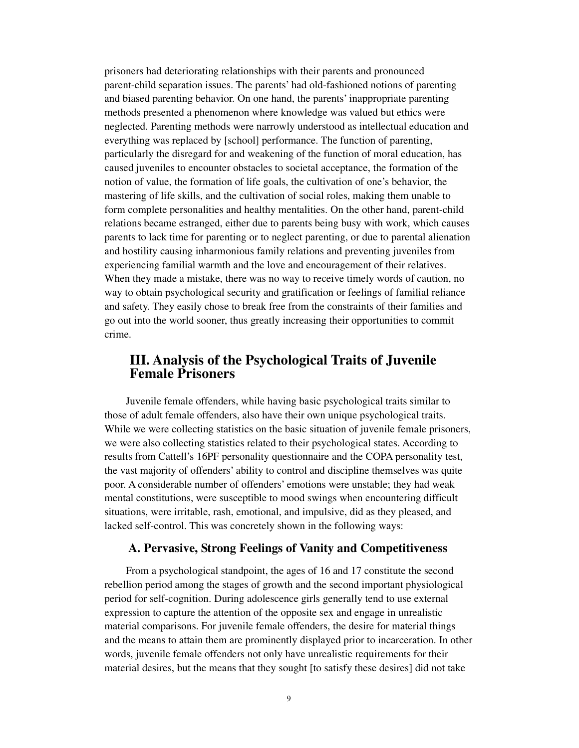prisoners had deteriorating relationships with their parents and pronounced parent-child separation issues. The parents' had old-fashioned notions of parenting and biased parenting behavior. On one hand, the parents' inappropriate parenting methods presented a phenomenon where knowledge was valued but ethics were neglected. Parenting methods were narrowly understood as intellectual education and everything was replaced by [school] performance. The function of parenting, particularly the disregard for and weakening of the function of moral education, has caused juveniles to encounter obstacles to societal acceptance, the formation of the notion of value, the formation of life goals, the cultivation of one's behavior, the mastering of life skills, and the cultivation of social roles, making them unable to form complete personalities and healthy mentalities. On the other hand, parent-child relations became estranged, either due to parents being busy with work, which causes parents to lack time for parenting or to neglect parenting, or due to parental alienation and hostility causing inharmonious family relations and preventing juveniles from experiencing familial warmth and the love and encouragement of their relatives. When they made a mistake, there was no way to receive timely words of caution, no way to obtain psychological security and gratification or feelings of familial reliance and safety. They easily chose to break free from the constraints of their families and go out into the world sooner, thus greatly increasing their opportunities to commit crime.

## III. Analysis of the Psychological Traits of Juvenile Female Prisoners

Juvenile female offenders, while having basic psychological traits similar to those of adult female offenders, also have their own unique psychological traits. While we were collecting statistics on the basic situation of juvenile female prisoners, we were also collecting statistics related to their psychological states. According to results from Cattell's 16PF personality questionnaire and the COPA personality test, the vast majority of offenders' ability to control and discipline themselves was quite poor. A considerable number of offenders' emotions were unstable; they had weak mental constitutions, were susceptible to mood swings when encountering difficult situations, were irritable, rash, emotional, and impulsive, did as they pleased, and lacked self-control. This was concretely shown in the following ways:

### A. Pervasive, Strong Feelings of Vanity and Competitiveness

From a psychological standpoint, the ages of 16 and 17 constitute the second rebellion period among the stages of growth and the second important physiological period for self-cognition. During adolescence girls generally tend to use external expression to capture the attention of the opposite sex and engage in unrealistic material comparisons. For juvenile female offenders, the desire for material things and the means to attain them are prominently displayed prior to incarceration. In other words, juvenile female offenders not only have unrealistic requirements for their material desires, but the means that they sought [to satisfy these desires] did not take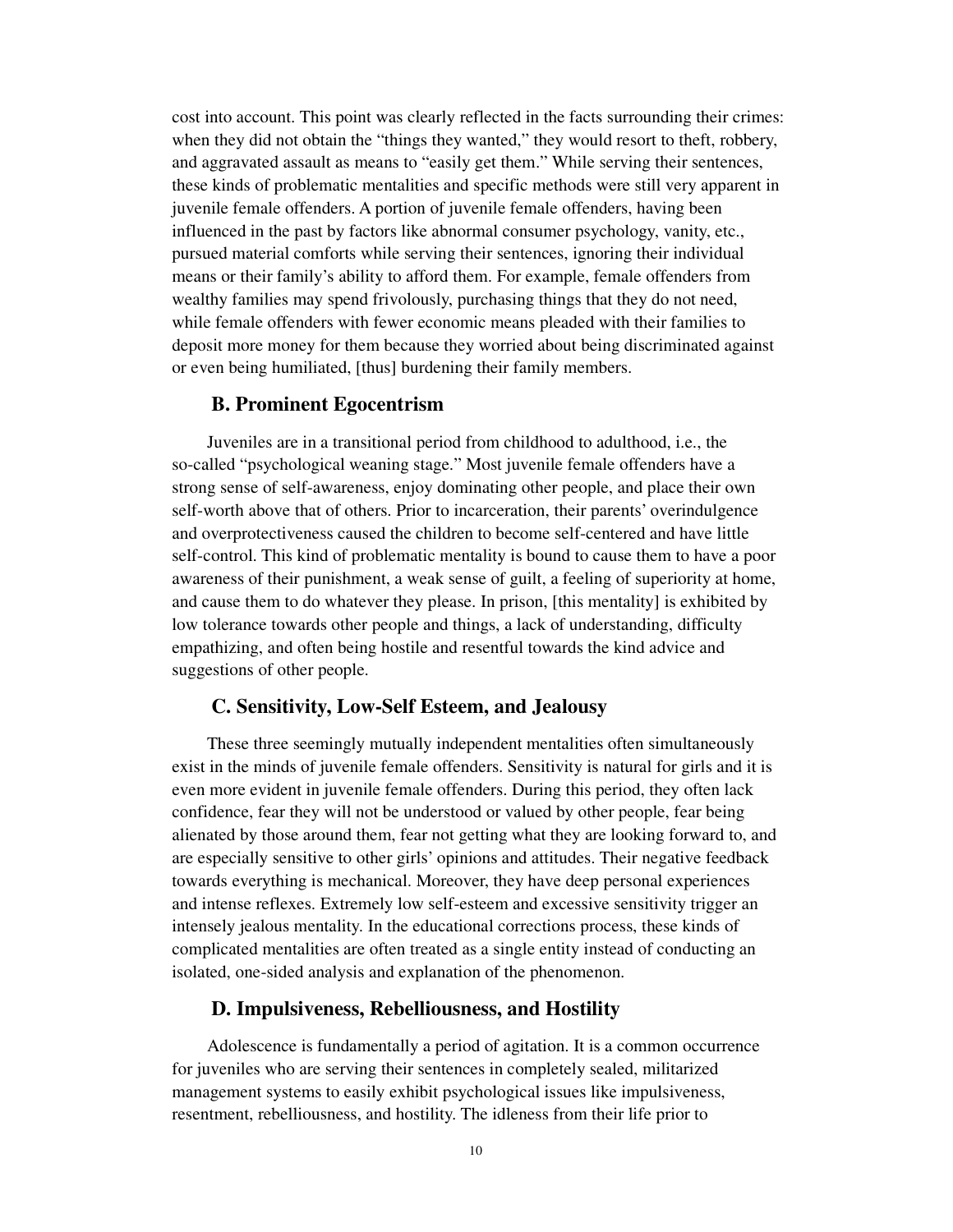cost into account. This point was clearly reflected in the facts surrounding their crimes: when they did not obtain the "things they wanted," they would resort to theft, robbery, and aggravated assault as means to "easily get them." While serving their sentences, these kinds of problematic mentalities and specific methods were still very apparent in juvenile female offenders. A portion of juvenile female offenders, having been influenced in the past by factors like abnormal consumer psychology, vanity, etc., pursued material comforts while serving their sentences, ignoring their individual means or their family's ability to afford them. For example, female offenders from wealthy families may spend frivolously, purchasing things that they do not need, while female offenders with fewer economic means pleaded with their families to deposit more money for them because they worried about being discriminated against or even being humiliated, [thus] burdening their family members.

## B. Prominent Egocentrism

Juveniles are in a transitional period from childhood to adulthood, i.e., the so-called "psychological weaning stage." Most juvenile female offenders have a strong sense of self-awareness, enjoy dominating other people, and place their own self-worth above that of others. Prior to incarceration, their parents' overindulgence and overprotectiveness caused the children to become self-centered and have little self-control. This kind of problematic mentality is bound to cause them to have a poor awareness of their punishment, a weak sense of guilt, a feeling of superiority at home, and cause them to do whatever they please. In prison, [this mentality] is exhibited by low tolerance towards other people and things, a lack of understanding, difficulty empathizing, and often being hostile and resentful towards the kind advice and suggestions of other people.

## C. Sensitivity, Low-Self Esteem, and Jealousy

These three seemingly mutually independent mentalities often simultaneously exist in the minds of juvenile female offenders. Sensitivity is natural for girls and it is even more evident in juvenile female offenders. During this period, they often lack confidence, fear they will not be understood or valued by other people, fear being alienated by those around them, fear not getting what they are looking forward to, and are especially sensitive to other girls' opinions and attitudes. Their negative feedback towards everything is mechanical. Moreover, they have deep personal experiences and intense reflexes. Extremely low self-esteem and excessive sensitivity trigger an intensely jealous mentality. In the educational corrections process, these kinds of complicated mentalities are often treated as a single entity instead of conducting an isolated, one-sided analysis and explanation of the phenomenon.

## D. Impulsiveness, Rebelliousness, and Hostility

Adolescence is fundamentally a period of agitation. It is a common occurrence for juveniles who are serving their sentences in completely sealed, militarized management systems to easily exhibit psychological issues like impulsiveness, resentment, rebelliousness, and hostility. The idleness from their life prior to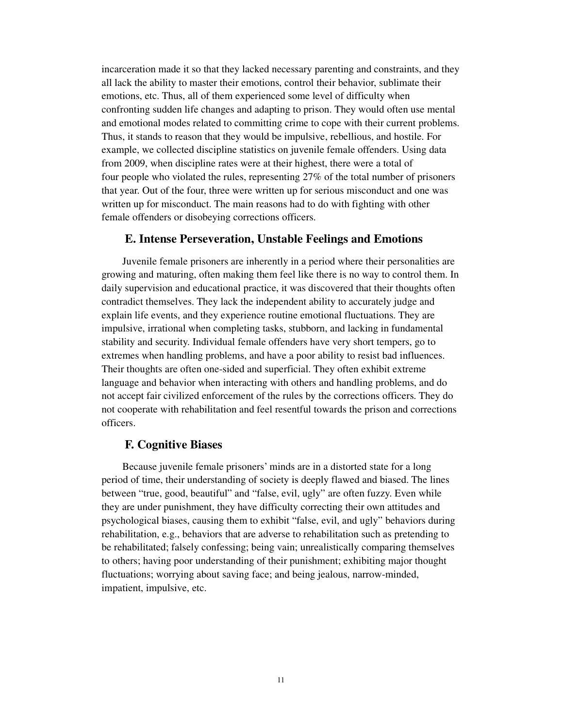incarceration made it so that they lacked necessary parenting and constraints, and they all lack the ability to master their emotions, control their behavior, sublimate their emotions, etc. Thus, all of them experienced some level of difficulty when confronting sudden life changes and adapting to prison. They would often use mental and emotional modes related to committing crime to cope with their current problems. Thus, it stands to reason that they would be impulsive, rebellious, and hostile. For example, we collected discipline statistics on juvenile female offenders. Using data from 2009, when discipline rates were at their highest, there were a total of four people who violated the rules, representing 27% of the total number of prisoners that year. Out of the four, three were written up for serious misconduct and one was written up for misconduct. The main reasons had to do with fighting with other female offenders or disobeying corrections officers.

### E. Intense Perseveration, Unstable Feelings and Emotions

Juvenile female prisoners are inherently in a period where their personalities are growing and maturing, often making them feel like there is no way to control them. In daily supervision and educational practice, it was discovered that their thoughts often contradict themselves. They lack the independent ability to accurately judge and explain life events, and they experience routine emotional fluctuations. They are impulsive, irrational when completing tasks, stubborn, and lacking in fundamental stability and security. Individual female offenders have very short tempers, go to extremes when handling problems, and have a poor ability to resist bad influences. Their thoughts are often one-sided and superficial. They often exhibit extreme language and behavior when interacting with others and handling problems, and do not accept fair civilized enforcement of the rules by the corrections officers. They do not cooperate with rehabilitation and feel resentful towards the prison and corrections officers.

### F. Cognitive Biases

Because juvenile female prisoners' minds are in a distorted state for a long period of time, their understanding of society is deeply flawed and biased. The lines between "true, good, beautiful" and "false, evil, ugly" are often fuzzy. Even while they are under punishment, they have difficulty correcting their own attitudes and psychological biases, causing them to exhibit "false, evil, and ugly" behaviors during rehabilitation, e.g., behaviors that are adverse to rehabilitation such as pretending to be rehabilitated; falsely confessing; being vain; unrealistically comparing themselves to others; having poor understanding of their punishment; exhibiting major thought fluctuations; worrying about saving face; and being jealous, narrow-minded, impatient, impulsive, etc.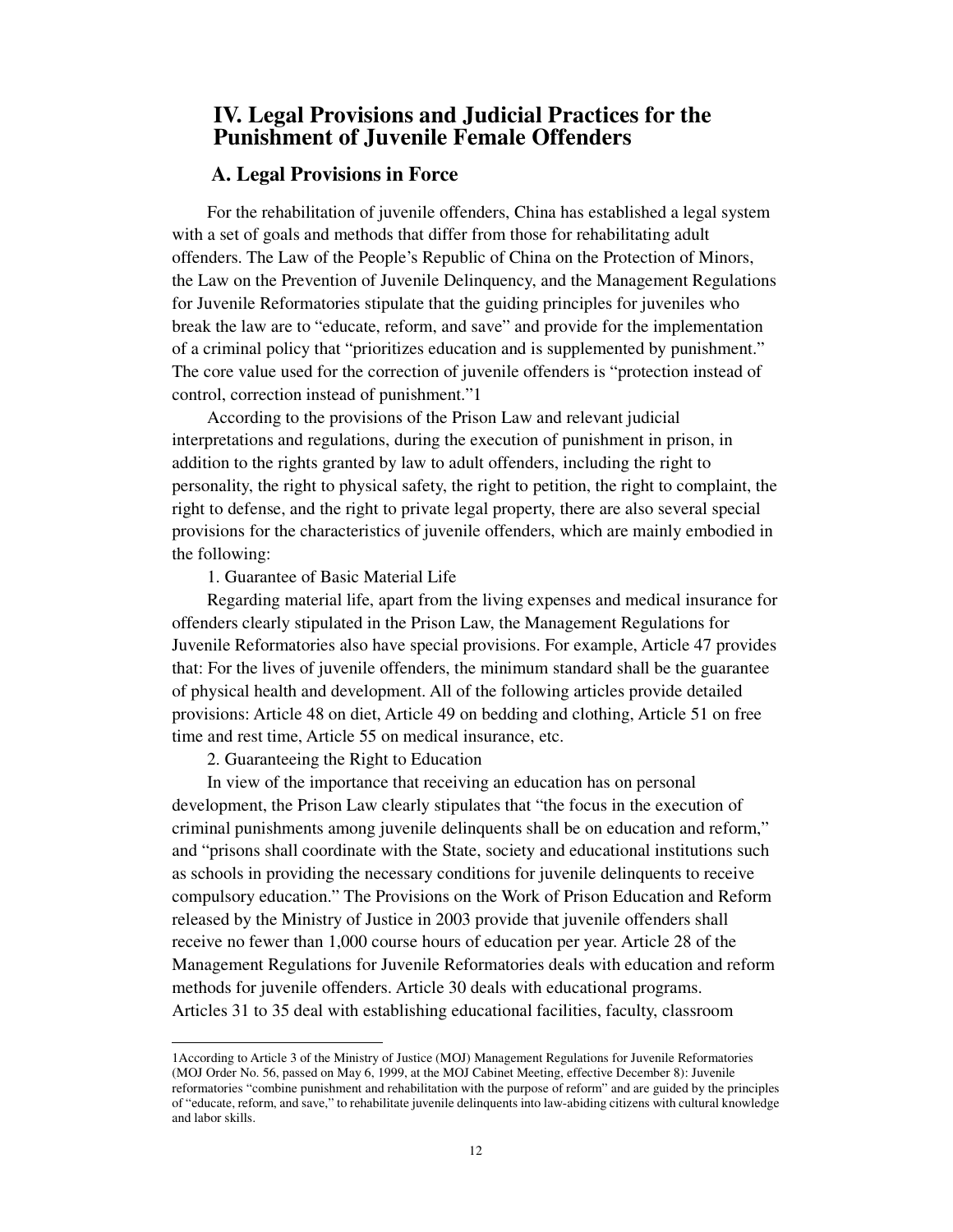## IV. Legal Provisions and Judicial Practices for the Punishment of Juvenile Female Offenders

### A. Legal Provisions in Force

For the rehabilitation of juvenile offenders, China has established a legal system with a set of goals and methods that differ from those for rehabilitating adult offenders. The Law of the People's Republic of China on the Protection of Minors, the Law on the Prevention of Juvenile Delinquency, and the Management Regulations for Juvenile Reformatories stipulate that the guiding principles for juveniles who break the law are to "educate, reform, and save" and provide for the implementation of a criminal policy that "prioritizes education and is supplemented by punishment." The core value used for the correction of juvenile offenders is "protection instead of control, correction instead of punishment."[1]

According to the provisions of the Prison Law and relevant judicial interpretations and regulations, during the execution of punishment in prison, in addition to the rights granted by law to adult offenders, including the right to personality, the right to physical safety, the right to petition, the right to complaint, the right to defense, and the right to private legal property, there are also several special provisions for the characteristics of juvenile offenders, which are mainly embodied in the following:

1. Guarantee of Basic Material Life

Regarding material life, apart from the living expenses and medical insurance for offenders clearly stipulated in the Prison Law, the Management Regulations for Juvenile Reformatories also have special provisions. For example, Article 47 provides that: For the lives of juvenile offenders, the minimum standard shall be the guarantee of physical health and development. All of the following articles provide detailed provisions: Article 48 on diet, Article 49 on bedding and clothing, Article 51 on free time and rest time, Article 55 on medical insurance, etc.

2. Guaranteeing the Right to Education

In view of the importance that receiving an education has on personal development, the Prison Law clearly stipulates that "the focus in the execution of criminal punishments among juvenile delinquents shall be on education and reform," and "prisons shall coordinate with the State, society and educational institutions such as schools in providing the necessary conditions for juvenile delinquents to receive compulsory education." The Provisions on the Work of Prison Education and Reform released by the Ministry of Justice in 2003 provide that juvenile offenders shall receive no fewer than 1,000 course hours of education per year. Article 28 of the Management Regulations for Juvenile Reformatories deals with education and reform methods for juvenile offenders. Article 30 deals with educational programs. Articles 31 to 35 deal with establishing educational facilities, faculty, classroom

---

[1] According to Article 3 of the Ministry of Justice (MOJ) Management Regulations for Juvenile Reformatories (MOJ Order No. 56, passed on May 6, 1999, at the MOJ Cabinet Meeting, effective December 8): Juvenile reformatories "combine punishment and rehabilitation with the purpose of reform" and are guided by the principles of "educate, reform, and save," to rehabilitate juvenile delinquents into law-abiding citizens with cultural knowledge and labor skills.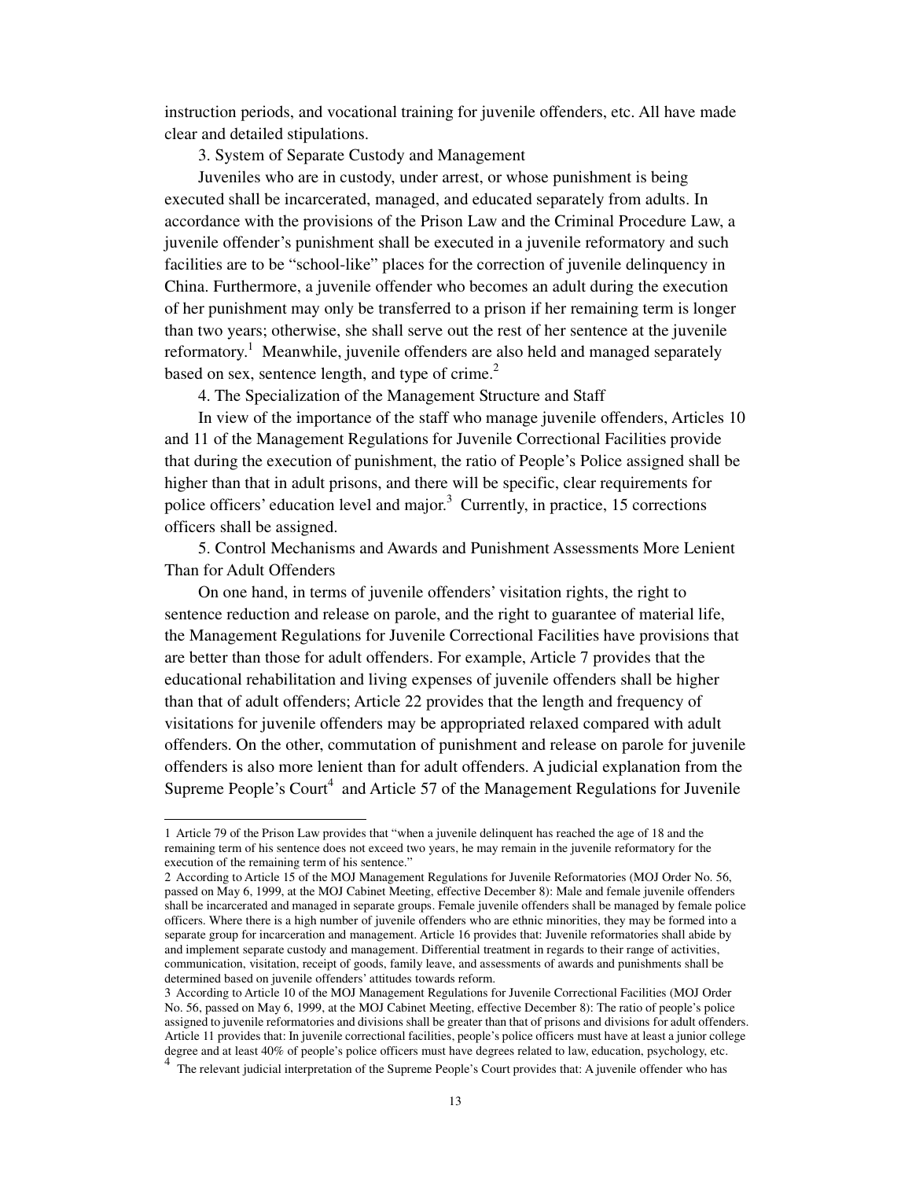instruction periods, and vocational training for juvenile offenders, etc. All have made clear and detailed stipulations.

3. System of Separate Custody and Management

Juveniles who are in custody, under arrest, or whose punishment is being executed shall be incarcerated, managed, and educated separately from adults. In accordance with the provisions of the Prison Law and the Criminal Procedure Law, a juvenile offender's punishment shall be executed in a juvenile reformatory and such facilities are to be "school-like" places for the correction of juvenile delinquency in China. Furthermore, a juvenile offender who becomes an adult during the execution of her punishment may only be transferred to a prison if her remaining term is longer than two years; otherwise, she shall serve out the rest of her sentence at the juvenile reformatory.[1] Meanwhile, juvenile offenders are also held and managed separately based on sex, sentence length, and type of crime.[2]

4. The Specialization of the Management Structure and Staff

In view of the importance of the staff who manage juvenile offenders, Articles 10 and 11 of the Management Regulations for Juvenile Correctional Facilities provide that during the execution of punishment, the ratio of People's Police assigned shall be higher than that in adult prisons, and there will be specific, clear requirements for police officers' education level and major.[3] Currently, in practice, 15 corrections officers shall be assigned.

5. Control Mechanisms and Awards and Punishment Assessments More Lenient Than for Adult Offenders

On one hand, in terms of juvenile offenders' visitation rights, the right to sentence reduction and release on parole, and the right to guarantee of material life, the Management Regulations for Juvenile Correctional Facilities have provisions that are better than those for adult offenders. For example, Article 7 provides that the educational rehabilitation and living expenses of juvenile offenders shall be higher than that of adult offenders; Article 22 provides that the length and frequency of visitations for juvenile offenders may be appropriated relaxed compared with adult offenders. On the other, commutation of punishment and release on parole for juvenile offenders is also more lenient than for adult offenders. A judicial explanation from the Supreme People's Court[4] and Article 57 of the Management Regulations for Juvenile

---

1 Article 79 of the Prison Law provides that "when a juvenile delinquent has reached the age of 18 and the remaining term of his sentence does not exceed two years, he may remain in the juvenile reformatory for the execution of the remaining term of his sentence."

2 According to Article 15 of the MOJ Management Regulations for Juvenile Reformatories (MOJ Order No. 56, passed on May 6, 1999, at the MOJ Cabinet Meeting, effective December 8): Male and female juvenile offenders shall be incarcerated and managed in separate groups. Female juvenile offenders shall be managed by female police officers. Where there is a high number of juvenile offenders who are ethnic minorities, they may be formed into a separate group for incarceration and management. Article 16 provides that: Juvenile reformatories shall abide by and implement separate custody and management. Differential treatment in regards to their range of activities, communication, visitation, receipt of goods, family leave, and assessments of awards and punishments shall be determined based on juvenile offenders' attitudes towards reform.

3 According to Article 10 of the MOJ Management Regulations for Juvenile Correctional Facilities (MOJ Order No. 56, passed on May 6, 1999, at the MOJ Cabinet Meeting, effective December 8): The ratio of people's police assigned to juvenile reformatories and divisions shall be greater than that of prisons and divisions for adult offenders. Article 11 provides that: In juvenile correctional facilities, people's police officers must have at least a junior college degree and at least 40% of people's police officers must have degrees related to law, education, psychology, etc.

4 The relevant judicial interpretation of the Supreme People's Court provides that: A juvenile offender who has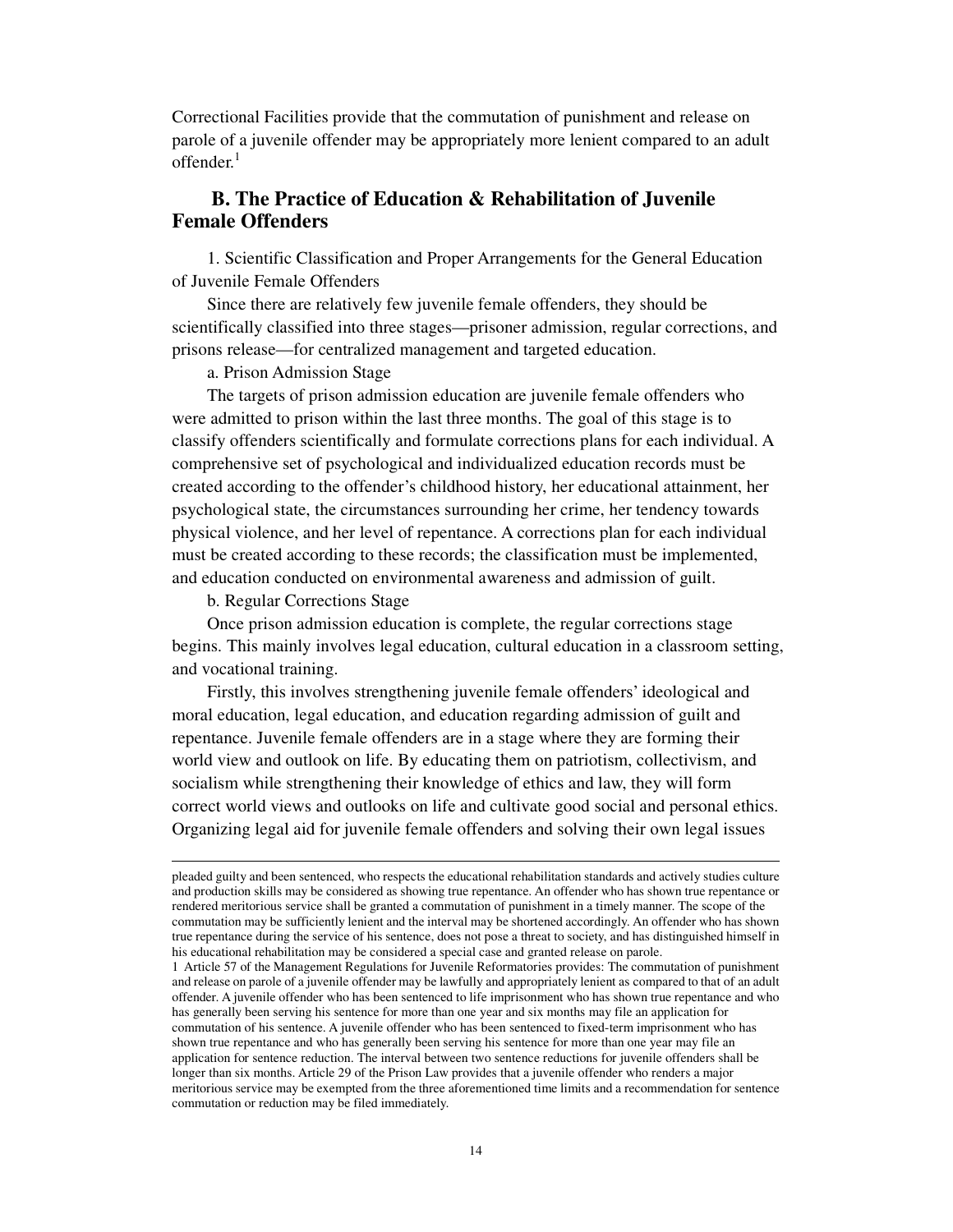Correctional Facilities provide that the commutation of punishment and release on parole of a juvenile offender may be appropriately more lenient compared to an adult offender.[1]

## B. The Practice of Education & Rehabilitation of Juvenile Female Offenders

1. Scientific Classification and Proper Arrangements for the General Education of Juvenile Female Offenders

Since there are relatively few juvenile female offenders, they should be scientifically classified into three stages—prisoner admission, regular corrections, and prisons release—for centralized management and targeted education.

a. Prison Admission Stage

The targets of prison admission education are juvenile female offenders who were admitted to prison within the last three months. The goal of this stage is to classify offenders scientifically and formulate corrections plans for each individual. A comprehensive set of psychological and individualized education records must be created according to the offender's childhood history, her educational attainment, her psychological state, the circumstances surrounding her crime, her tendency towards physical violence, and her level of repentance. A corrections plan for each individual must be created according to these records; the classification must be implemented, and education conducted on environmental awareness and admission of guilt.

b. Regular Corrections Stage

Once prison admission education is complete, the regular corrections stage begins. This mainly involves legal education, cultural education in a classroom setting, and vocational training.

Firstly, this involves strengthening juvenile female offenders' ideological and moral education, legal education, and education regarding admission of guilt and repentance. Juvenile female offenders are in a stage where they are forming their world view and outlook on life. By educating them on patriotism, collectivism, and socialism while strengthening their knowledge of ethics and law, they will form correct world views and outlooks on life and cultivate good social and personal ethics. Organizing legal aid for juvenile female offenders and solving their own legal issues

---

pleaded guilty and been sentenced, who respects the educational rehabilitation standards and actively studies culture and production skills may be considered as showing true repentance. An offender who has shown true repentance or rendered meritorious service shall be granted a commutation of punishment in a timely manner. The scope of the commutation may be sufficiently lenient and the interval may be shortened accordingly. An offender who has shown true repentance during the service of his sentence, does not pose a threat to society, and has distinguished himself in his educational rehabilitation may be considered a special case and granted release on parole.

[1] Article 57 of the Management Regulations for Juvenile Reformatories provides: The commutation of punishment and release on parole of a juvenile offender may be lawfully and appropriately lenient as compared to that of an adult offender. A juvenile offender who has been sentenced to life imprisonment who has shown true repentance and who has generally been serving his sentence for more than one year and six months may file an application for commutation of his sentence. A juvenile offender who has been sentenced to fixed-term imprisonment who has shown true repentance and who has generally been serving his sentence for more than one year may file an application for sentence reduction. The interval between two sentence reductions for juvenile offenders shall be longer than six months. Article 29 of the Prison Law provides that a juvenile offender who renders a major meritorious service may be exempted from the three aforementioned time limits and a recommendation for sentence commutation or reduction may be filed immediately.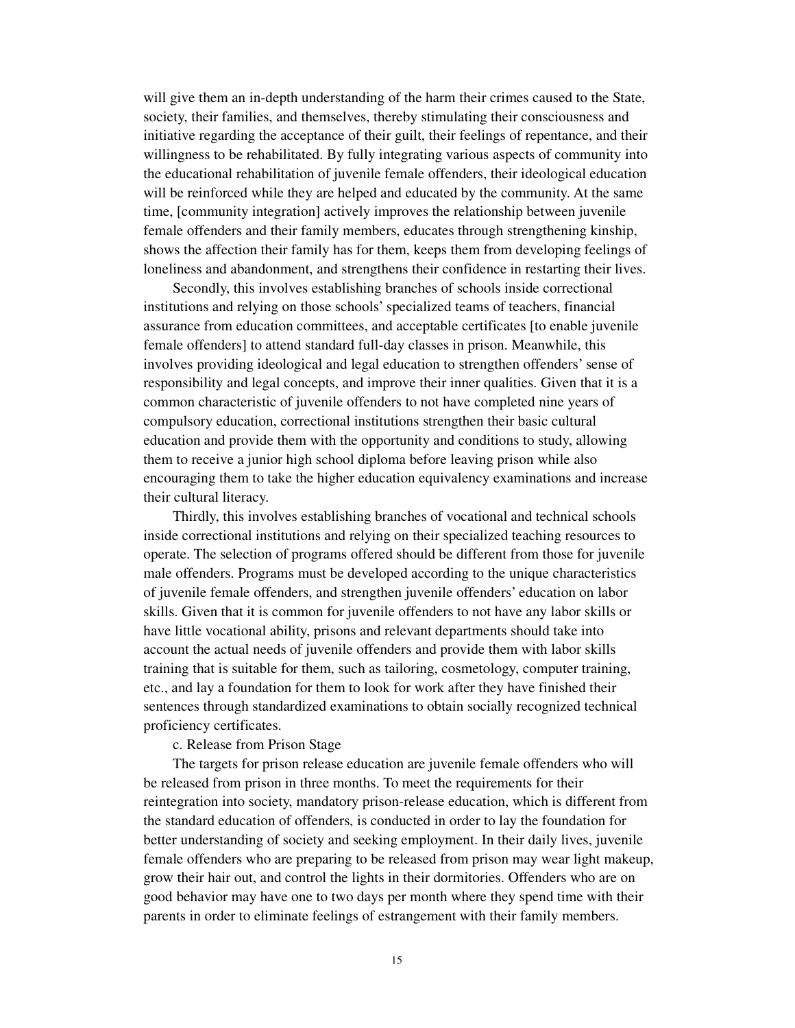will give them an in-depth understanding of the harm their crimes caused to the State, society, their families, and themselves, thereby stimulating their consciousness and initiative regarding the acceptance of their guilt, their feelings of repentance, and their willingness to be rehabilitated. By fully integrating various aspects of community into the educational rehabilitation of juvenile female offenders, their ideological education will be reinforced while they are helped and educated by the community. At the same time, [community integration] actively improves the relationship between juvenile female offenders and their family members, educates through strengthening kinship, shows the affection their family has for them, keeps them from developing feelings of loneliness and abandonment, and strengthens their confidence in restarting their lives.

Secondly, this involves establishing branches of schools inside correctional institutions and relying on those schools' specialized teams of teachers, financial assurance from education committees, and acceptable certificates [to enable juvenile female offenders] to attend standard full-day classes in prison. Meanwhile, this involves providing ideological and legal education to strengthen offenders' sense of responsibility and legal concepts, and improve their inner qualities. Given that it is a common characteristic of juvenile offenders to not have completed nine years of compulsory education, correctional institutions strengthen their basic cultural education and provide them with the opportunity and conditions to study, allowing them to receive a junior high school diploma before leaving prison while also encouraging them to take the higher education equivalency examinations and increase their cultural literacy.

Thirdly, this involves establishing branches of vocational and technical schools inside correctional institutions and relying on their specialized teaching resources to operate. The selection of programs offered should be different from those for juvenile male offenders. Programs must be developed according to the unique characteristics of juvenile female offenders, and strengthen juvenile offenders' education on labor skills. Given that it is common for juvenile offenders to not have any labor skills or have little vocational ability, prisons and relevant departments should take into account the actual needs of juvenile offenders and provide them with labor skills training that is suitable for them, such as tailoring, cosmetology, computer training, etc., and lay a foundation for them to look for work after they have finished their sentences through standardized examinations to obtain socially recognized technical proficiency certificates.

c. Release from Prison Stage

The targets for prison release education are juvenile female offenders who will be released from prison in three months. To meet the requirements for their reintegration into society, mandatory prison-release education, which is different from the standard education of offenders, is conducted in order to lay the foundation for better understanding of society and seeking employment. In their daily lives, juvenile female offenders who are preparing to be released from prison may wear light makeup, grow their hair out, and control the lights in their dormitories. Offenders who are on good behavior may have one to two days per month where they spend time with their parents in order to eliminate feelings of estrangement with their family members.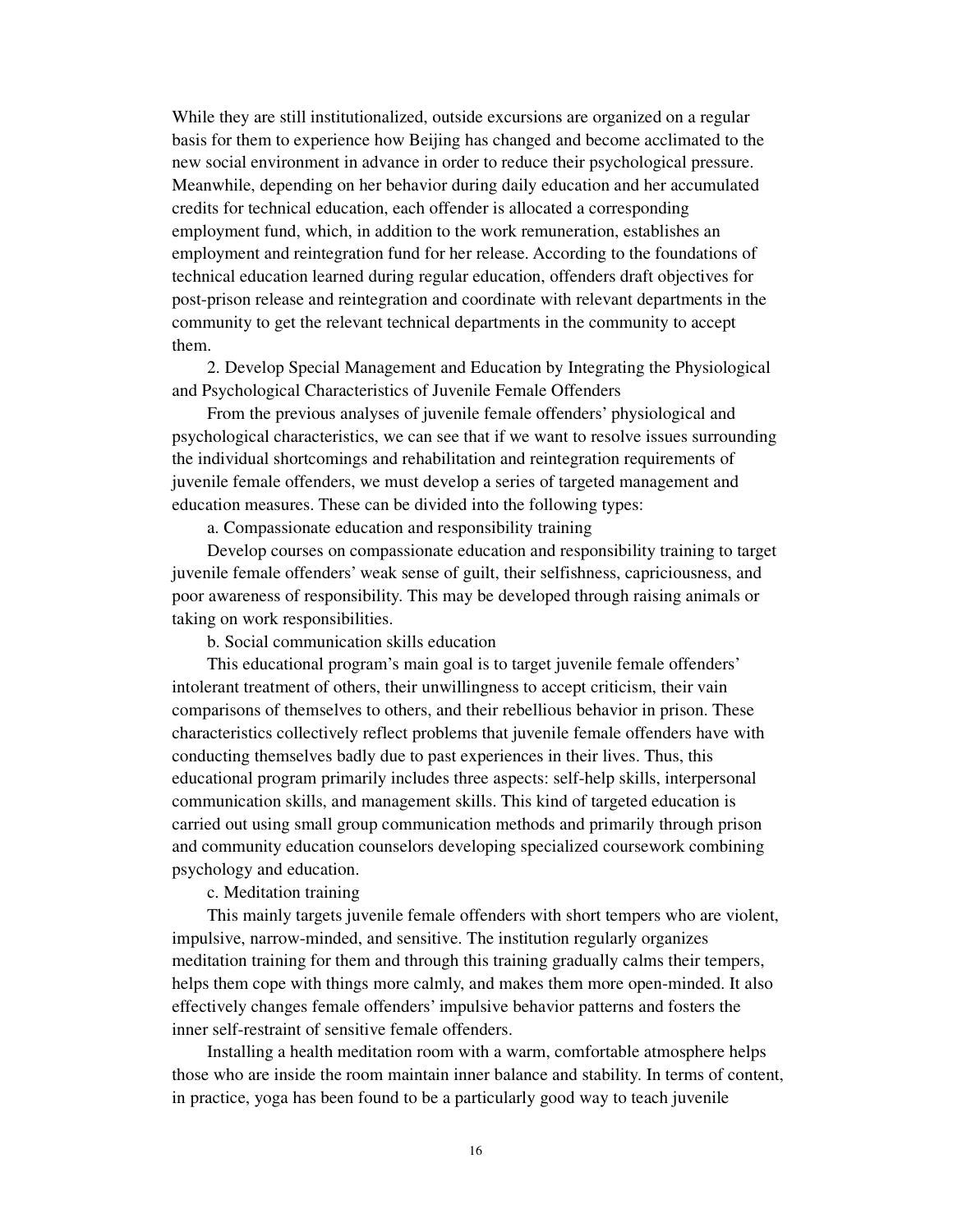While they are still institutionalized, outside excursions are organized on a regular basis for them to experience how Beijing has changed and become acclimated to the new social environment in advance in order to reduce their psychological pressure. Meanwhile, depending on her behavior during daily education and her accumulated credits for technical education, each offender is allocated a corresponding employment fund, which, in addition to the work remuneration, establishes an employment and reintegration fund for her release. According to the foundations of technical education learned during regular education, offenders draft objectives for post-prison release and reintegration and coordinate with relevant departments in the community to get the relevant technical departments in the community to accept them.

2. Develop Special Management and Education by Integrating the Physiological and Psychological Characteristics of Juvenile Female Offenders

From the previous analyses of juvenile female offenders' physiological and psychological characteristics, we can see that if we want to resolve issues surrounding the individual shortcomings and rehabilitation and reintegration requirements of juvenile female offenders, we must develop a series of targeted management and education measures. These can be divided into the following types:

a. Compassionate education and responsibility training

Develop courses on compassionate education and responsibility training to target juvenile female offenders' weak sense of guilt, their selfishness, capriciousness, and poor awareness of responsibility. This may be developed through raising animals or taking on work responsibilities.

b. Social communication skills education

This educational program's main goal is to target juvenile female offenders' intolerant treatment of others, their unwillingness to accept criticism, their vain comparisons of themselves to others, and their rebellious behavior in prison. These characteristics collectively reflect problems that juvenile female offenders have with conducting themselves badly due to past experiences in their lives. Thus, this educational program primarily includes three aspects: self-help skills, interpersonal communication skills, and management skills. This kind of targeted education is carried out using small group communication methods and primarily through prison and community education counselors developing specialized coursework combining psychology and education.

c. Meditation training

This mainly targets juvenile female offenders with short tempers who are violent, impulsive, narrow-minded, and sensitive. The institution regularly organizes meditation training for them and through this training gradually calms their tempers, helps them cope with things more calmly, and makes them more open-minded. It also effectively changes female offenders' impulsive behavior patterns and fosters the inner self-restraint of sensitive female offenders.

Installing a health meditation room with a warm, comfortable atmosphere helps those who are inside the room maintain inner balance and stability. In terms of content, in practice, yoga has been found to be a particularly good way to teach juvenile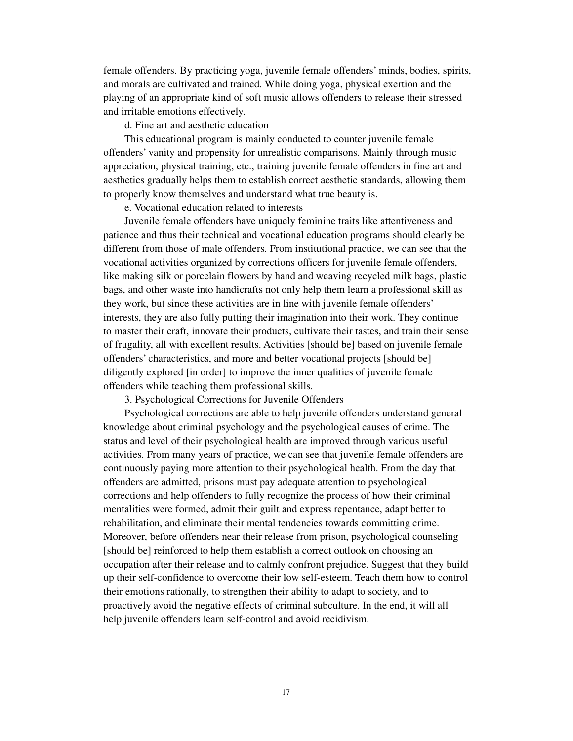female offenders. By practicing yoga, juvenile female offenders' minds, bodies, spirits, and morals are cultivated and trained. While doing yoga, physical exertion and the playing of an appropriate kind of soft music allows offenders to release their stressed and irritable emotions effectively.

d. Fine art and aesthetic education

This educational program is mainly conducted to counter juvenile female offenders' vanity and propensity for unrealistic comparisons. Mainly through music appreciation, physical training, etc., training juvenile female offenders in fine art and aesthetics gradually helps them to establish correct aesthetic standards, allowing them to properly know themselves and understand what true beauty is.

e. Vocational education related to interests

Juvenile female offenders have uniquely feminine traits like attentiveness and patience and thus their technical and vocational education programs should clearly be different from those of male offenders. From institutional practice, we can see that the vocational activities organized by corrections officers for juvenile female offenders, like making silk or porcelain flowers by hand and weaving recycled milk bags, plastic bags, and other waste into handicrafts not only help them learn a professional skill as they work, but since these activities are in line with juvenile female offenders' interests, they are also fully putting their imagination into their work. They continue to master their craft, innovate their products, cultivate their tastes, and train their sense of frugality, all with excellent results. Activities [should be] based on juvenile female offenders' characteristics, and more and better vocational projects [should be] diligently explored [in order] to improve the inner qualities of juvenile female offenders while teaching them professional skills.

3. Psychological Corrections for Juvenile Offenders

Psychological corrections are able to help juvenile offenders understand general knowledge about criminal psychology and the psychological causes of crime. The status and level of their psychological health are improved through various useful activities. From many years of practice, we can see that juvenile female offenders are continuously paying more attention to their psychological health. From the day that offenders are admitted, prisons must pay adequate attention to psychological corrections and help offenders to fully recognize the process of how their criminal mentalities were formed, admit their guilt and express repentance, adapt better to rehabilitation, and eliminate their mental tendencies towards committing crime. Moreover, before offenders near their release from prison, psychological counseling [should be] reinforced to help them establish a correct outlook on choosing an occupation after their release and to calmly confront prejudice. Suggest that they build up their self-confidence to overcome their low self-esteem. Teach them how to control their emotions rationally, to strengthen their ability to adapt to society, and to proactively avoid the negative effects of criminal subculture. In the end, it will all help juvenile offenders learn self-control and avoid recidivism.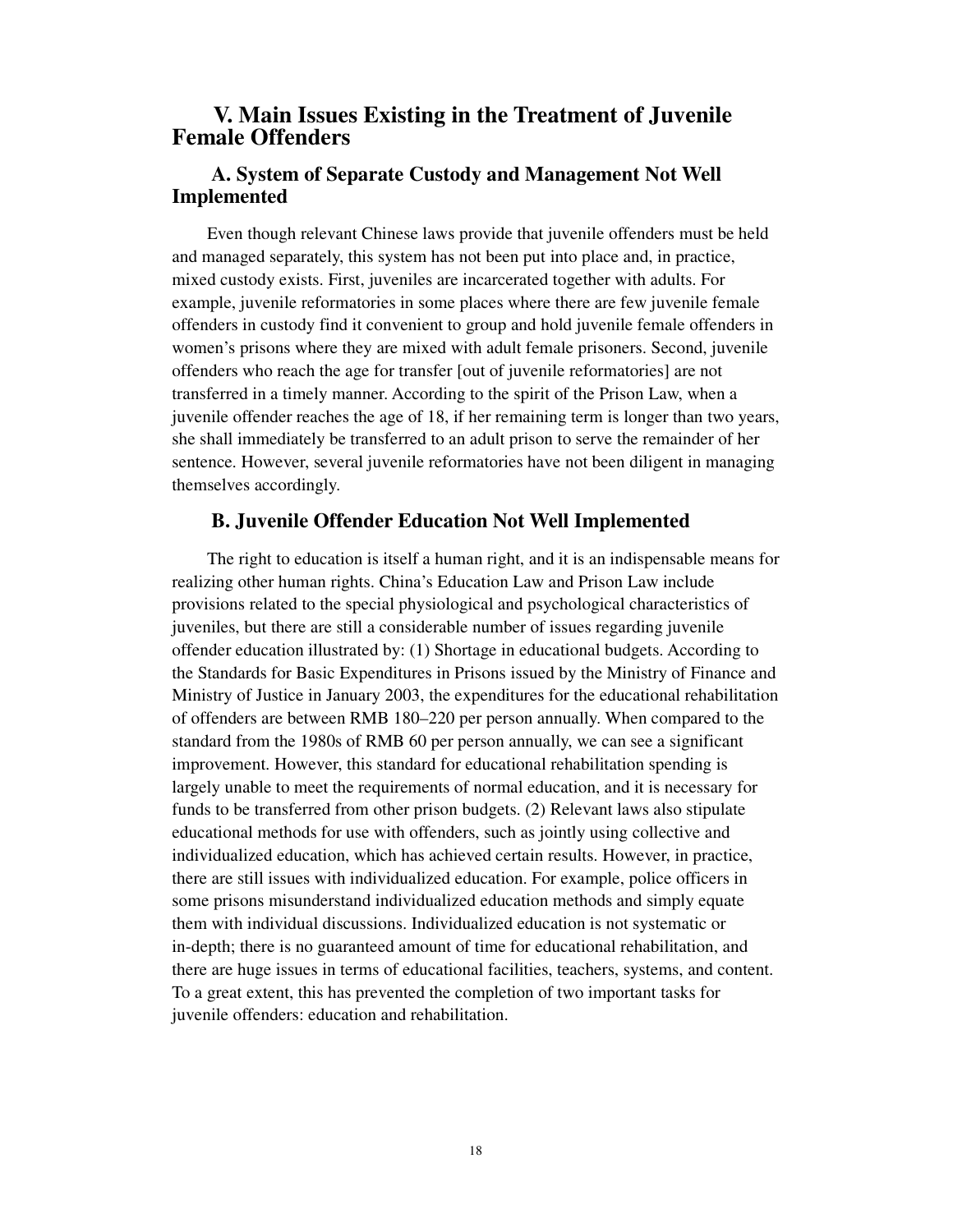## V. Main Issues Existing in the Treatment of Juvenile Female Offenders

### A. System of Separate Custody and Management Not Well Implemented

Even though relevant Chinese laws provide that juvenile offenders must be held and managed separately, this system has not been put into place and, in practice, mixed custody exists. First, juveniles are incarcerated together with adults. For example, juvenile reformatories in some places where there are few juvenile female offenders in custody find it convenient to group and hold juvenile female offenders in women's prisons where they are mixed with adult female prisoners. Second, juvenile offenders who reach the age for transfer [out of juvenile reformatories] are not transferred in a timely manner. According to the spirit of the Prison Law, when a juvenile offender reaches the age of 18, if her remaining term is longer than two years, she shall immediately be transferred to an adult prison to serve the remainder of her sentence. However, several juvenile reformatories have not been diligent in managing themselves accordingly.

### B. Juvenile Offender Education Not Well Implemented

The right to education is itself a human right, and it is an indispensable means for realizing other human rights. China's Education Law and Prison Law include provisions related to the special physiological and psychological characteristics of juveniles, but there are still a considerable number of issues regarding juvenile offender education illustrated by: (1) Shortage in educational budgets. According to the Standards for Basic Expenditures in Prisons issued by the Ministry of Finance and Ministry of Justice in January 2003, the expenditures for the educational rehabilitation of offenders are between RMB 180–220 per person annually. When compared to the standard from the 1980s of RMB 60 per person annually, we can see a significant improvement. However, this standard for educational rehabilitation spending is largely unable to meet the requirements of normal education, and it is necessary for funds to be transferred from other prison budgets. (2) Relevant laws also stipulate educational methods for use with offenders, such as jointly using collective and individualized education, which has achieved certain results. However, in practice, there are still issues with individualized education. For example, police officers in some prisons misunderstand individualized education methods and simply equate them with individual discussions. Individualized education is not systematic or in-depth; there is no guaranteed amount of time for educational rehabilitation, and there are huge issues in terms of educational facilities, teachers, systems, and content. To a great extent, this has prevented the completion of two important tasks for juvenile offenders: education and rehabilitation.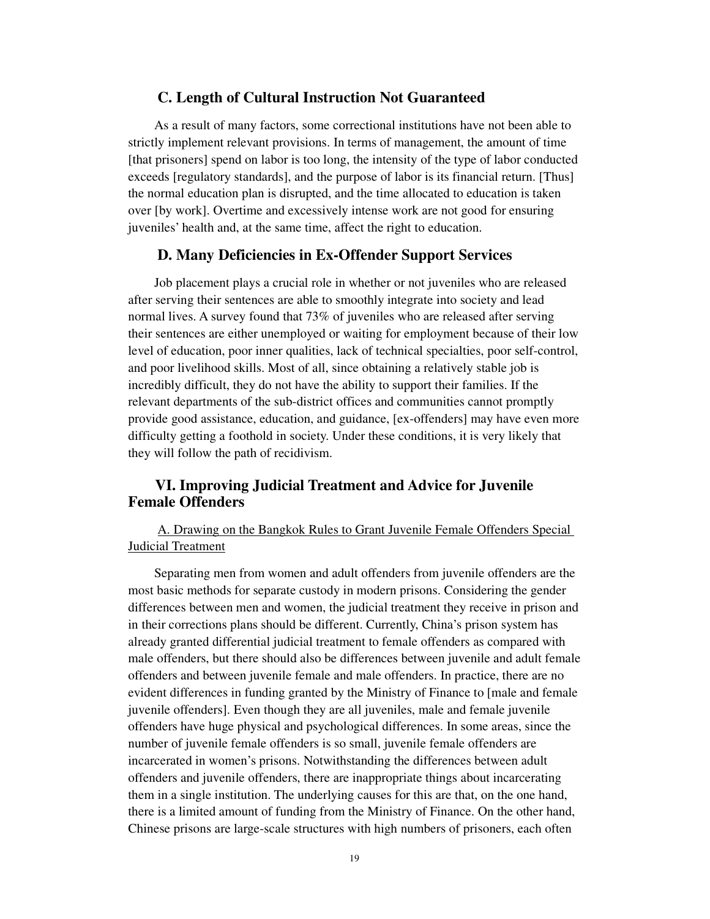### C. Length of Cultural Instruction Not Guaranteed

As a result of many factors, some correctional institutions have not been able to strictly implement relevant provisions. In terms of management, the amount of time [that prisoners] spend on labor is too long, the intensity of the type of labor conducted exceeds [regulatory standards], and the purpose of labor is its financial return. [Thus] the normal education plan is disrupted, and the time allocated to education is taken over [by work]. Overtime and excessively intense work are not good for ensuring juveniles' health and, at the same time, affect the right to education.

### D. Many Deficiencies in Ex-Offender Support Services

Job placement plays a crucial role in whether or not juveniles who are released after serving their sentences are able to smoothly integrate into society and lead normal lives. A survey found that 73% of juveniles who are released after serving their sentences are either unemployed or waiting for employment because of their low level of education, poor inner qualities, lack of technical specialties, poor self-control, and poor livelihood skills. Most of all, since obtaining a relatively stable job is incredibly difficult, they do not have the ability to support their families. If the relevant departments of the sub-district offices and communities cannot promptly provide good assistance, education, and guidance, [ex-offenders] may have even more difficulty getting a foothold in society. Under these conditions, it is very likely that they will follow the path of recidivism.

## VI. Improving Judicial Treatment and Advice for Juvenile Female Offenders

A. Drawing on the Bangkok Rules to Grant Juvenile Female Offenders Special Judicial Treatment

Separating men from women and adult offenders from juvenile offenders are the most basic methods for separate custody in modern prisons. Considering the gender differences between men and women, the judicial treatment they receive in prison and in their corrections plans should be different. Currently, China's prison system has already granted differential judicial treatment to female offenders as compared with male offenders, but there should also be differences between juvenile and adult female offenders and between juvenile female and male offenders. In practice, there are no evident differences in funding granted by the Ministry of Finance to [male and female juvenile offenders]. Even though they are all juveniles, male and female juvenile offenders have huge physical and psychological differences. In some areas, since the number of juvenile female offenders is so small, juvenile female offenders are incarcerated in women's prisons. Notwithstanding the differences between adult offenders and juvenile offenders, there are inappropriate things about incarcerating them in a single institution. The underlying causes for this are that, on the one hand, there is a limited amount of funding from the Ministry of Finance. On the other hand, Chinese prisons are large-scale structures with high numbers of prisoners, each often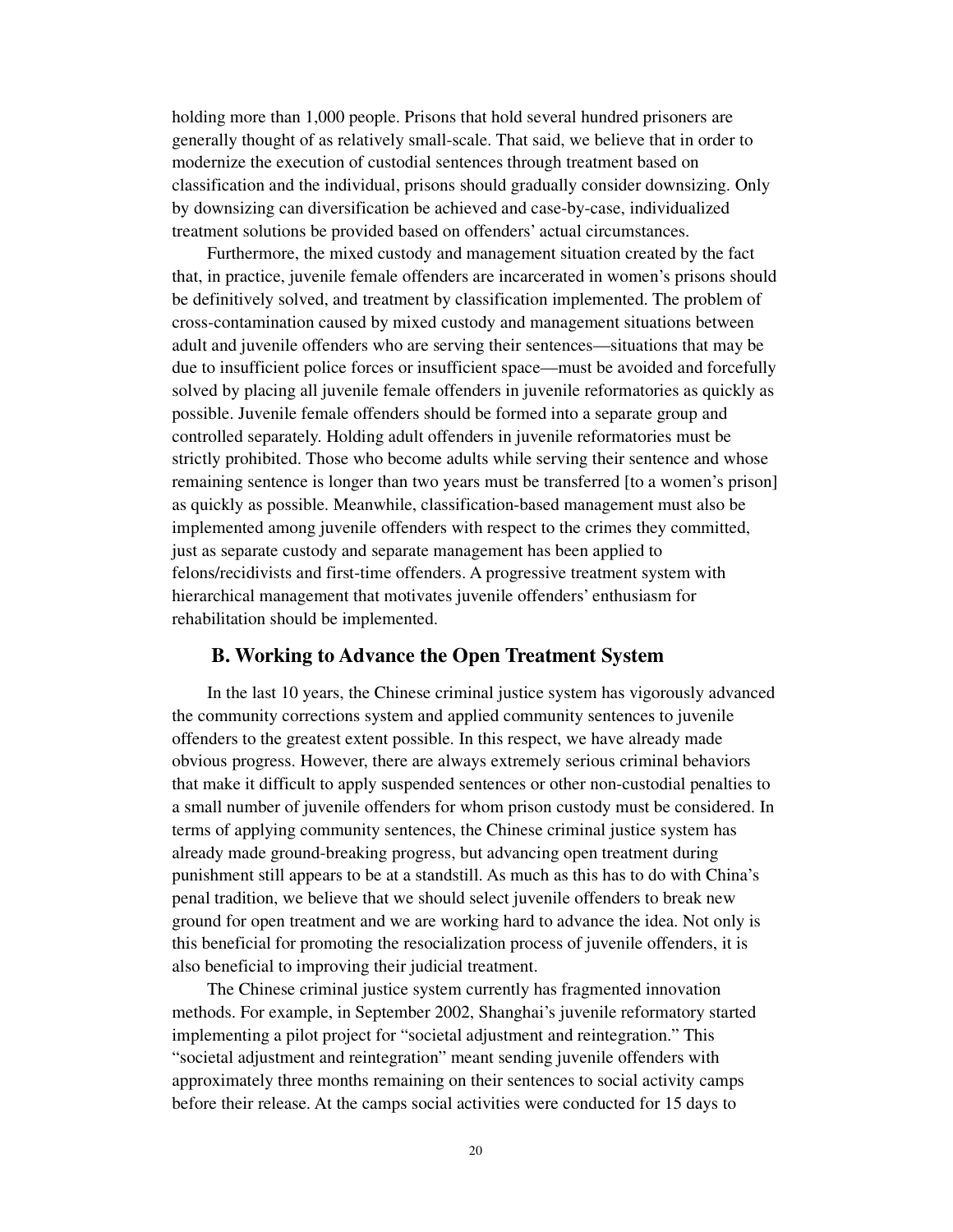holding more than 1,000 people. Prisons that hold several hundred prisoners are generally thought of as relatively small-scale. That said, we believe that in order to modernize the execution of custodial sentences through treatment based on classification and the individual, prisons should gradually consider downsizing. Only by downsizing can diversification be achieved and case-by-case, individualized treatment solutions be provided based on offenders' actual circumstances.

Furthermore, the mixed custody and management situation created by the fact that, in practice, juvenile female offenders are incarcerated in women's prisons should be definitively solved, and treatment by classification implemented. The problem of cross-contamination caused by mixed custody and management situations between adult and juvenile offenders who are serving their sentences—situations that may be due to insufficient police forces or insufficient space—must be avoided and forcefully solved by placing all juvenile female offenders in juvenile reformatories as quickly as possible. Juvenile female offenders should be formed into a separate group and controlled separately. Holding adult offenders in juvenile reformatories must be strictly prohibited. Those who become adults while serving their sentence and whose remaining sentence is longer than two years must be transferred [to a women's prison] as quickly as possible. Meanwhile, classification-based management must also be implemented among juvenile offenders with respect to the crimes they committed, just as separate custody and separate management has been applied to felons/recidivists and first-time offenders. A progressive treatment system with hierarchical management that motivates juvenile offenders' enthusiasm for rehabilitation should be implemented.

### B. Working to Advance the Open Treatment System

In the last 10 years, the Chinese criminal justice system has vigorously advanced the community corrections system and applied community sentences to juvenile offenders to the greatest extent possible. In this respect, we have already made obvious progress. However, there are always extremely serious criminal behaviors that make it difficult to apply suspended sentences or other non-custodial penalties to a small number of juvenile offenders for whom prison custody must be considered. In terms of applying community sentences, the Chinese criminal justice system has already made ground-breaking progress, but advancing open treatment during punishment still appears to be at a standstill. As much as this has to do with China's penal tradition, we believe that we should select juvenile offenders to break new ground for open treatment and we are working hard to advance the idea. Not only is this beneficial for promoting the resocialization process of juvenile offenders, it is also beneficial to improving their judicial treatment.

The Chinese criminal justice system currently has fragmented innovation methods. For example, in September 2002, Shanghai's juvenile reformatory started implementing a pilot project for "societal adjustment and reintegration." This "societal adjustment and reintegration" meant sending juvenile offenders with approximately three months remaining on their sentences to social activity camps before their release. At the camps social activities were conducted for 15 days to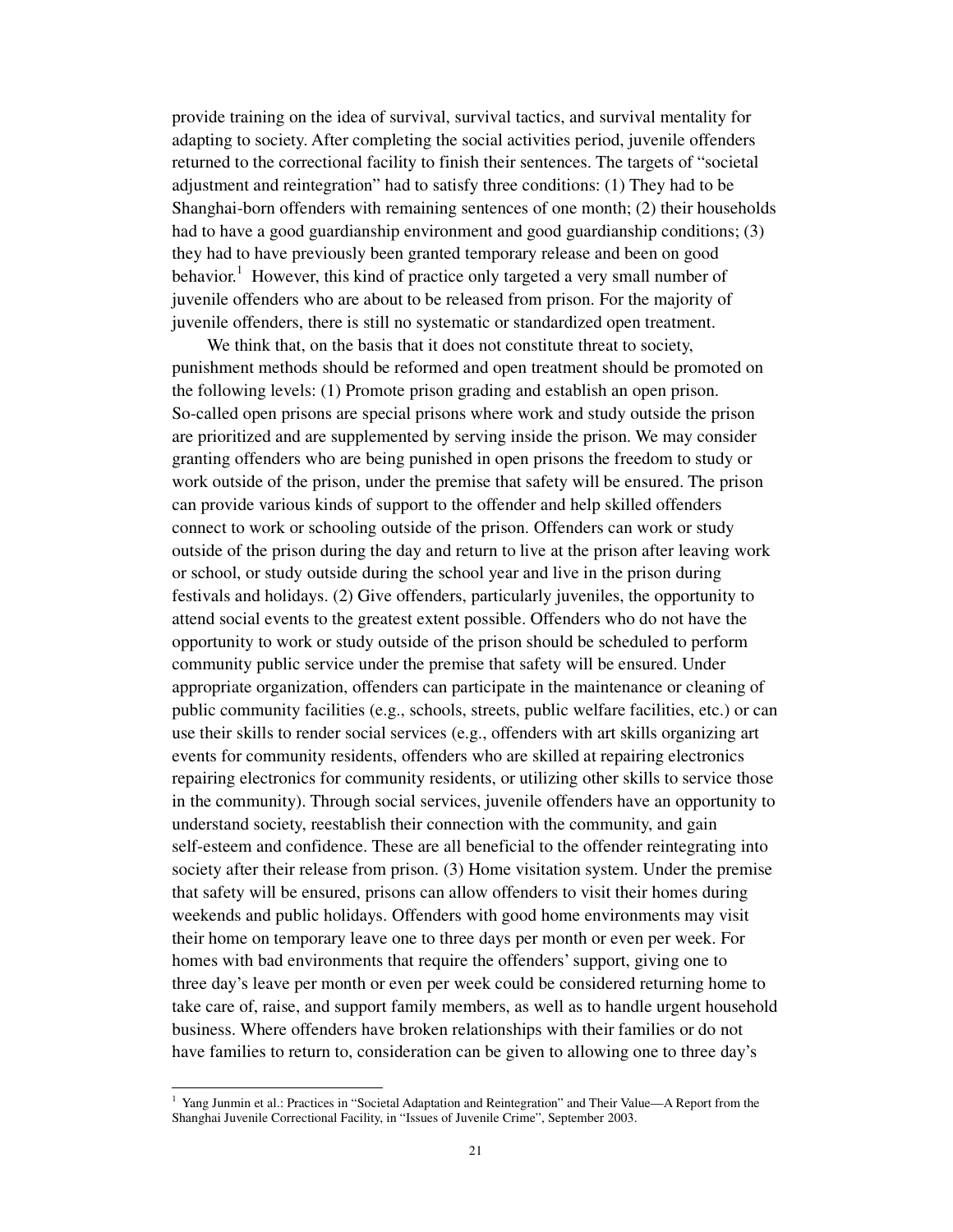provide training on the idea of survival, survival tactics, and survival mentality for adapting to society. After completing the social activities period, juvenile offenders returned to the correctional facility to finish their sentences. The targets of "societal adjustment and reintegration" had to satisfy three conditions: (1) They had to be Shanghai-born offenders with remaining sentences of one month; (2) their households had to have a good guardianship environment and good guardianship conditions; (3) they had to have previously been granted temporary release and been on good behavior.[1] However, this kind of practice only targeted a very small number of juvenile offenders who are about to be released from prison. For the majority of juvenile offenders, there is still no systematic or standardized open treatment.

We think that, on the basis that it does not constitute threat to society, punishment methods should be reformed and open treatment should be promoted on the following levels: (1) Promote prison grading and establish an open prison. So-called open prisons are special prisons where work and study outside the prison are prioritized and are supplemented by serving inside the prison. We may consider granting offenders who are being punished in open prisons the freedom to study or work outside of the prison, under the premise that safety will be ensured. The prison can provide various kinds of support to the offender and help skilled offenders connect to work or schooling outside of the prison. Offenders can work or study outside of the prison during the day and return to live at the prison after leaving work or school, or study outside during the school year and live in the prison during festivals and holidays. (2) Give offenders, particularly juveniles, the opportunity to attend social events to the greatest extent possible. Offenders who do not have the opportunity to work or study outside of the prison should be scheduled to perform community public service under the premise that safety will be ensured. Under appropriate organization, offenders can participate in the maintenance or cleaning of public community facilities (e.g., schools, streets, public welfare facilities, etc.) or can use their skills to render social services (e.g., offenders with art skills organizing art events for community residents, offenders who are skilled at repairing electronics repairing electronics for community residents, or utilizing other skills to service those in the community). Through social services, juvenile offenders have an opportunity to understand society, reestablish their connection with the community, and gain self-esteem and confidence. These are all beneficial to the offender reintegrating into society after their release from prison. (3) Home visitation system. Under the premise that safety will be ensured, prisons can allow offenders to visit their homes during weekends and public holidays. Offenders with good home environments may visit their home on temporary leave one to three days per month or even per week. For homes with bad environments that require the offenders' support, giving one to three day's leave per month or even per week could be considered returning home to take care of, raise, and support family members, as well as to handle urgent household business. Where offenders have broken relationships with their families or do not have families to return to, consideration can be given to allowing one to three day's

---

[1] Yang Junmin et al.: Practices in "Societal Adaptation and Reintegration" and Their Value—A Report from the Shanghai Juvenile Correctional Facility, in "Issues of Juvenile Crime", September 2003.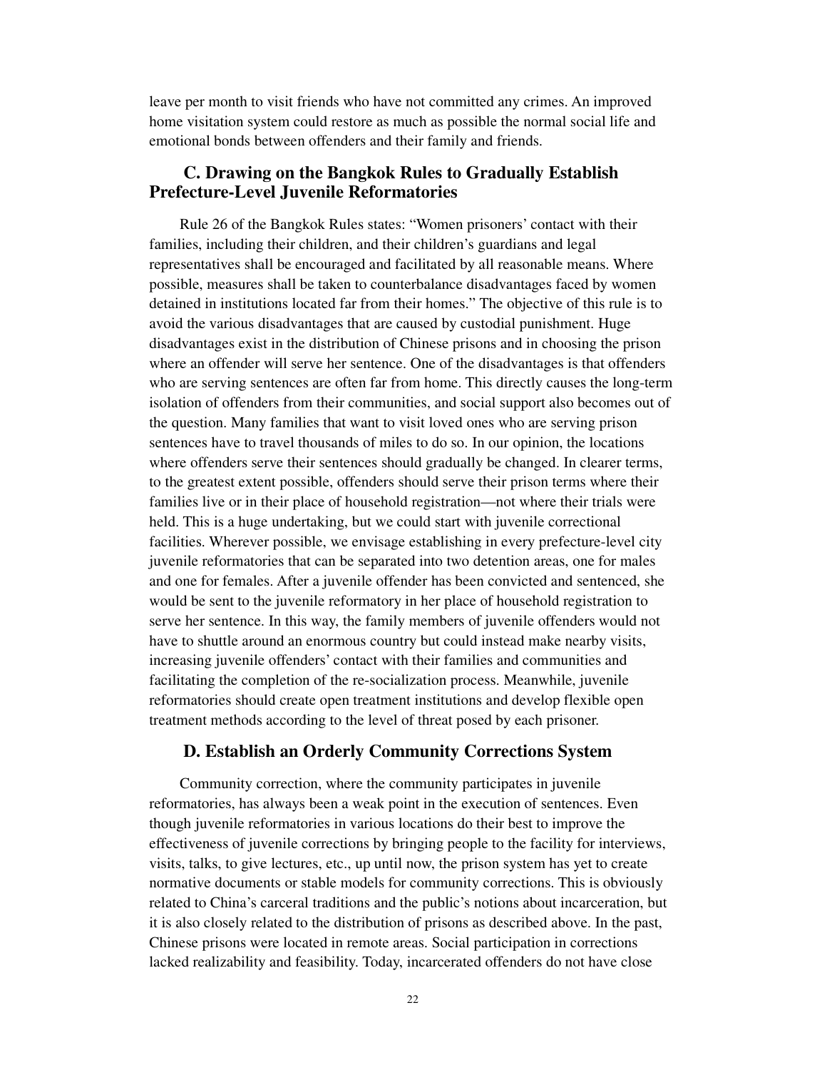leave per month to visit friends who have not committed any crimes. An improved home visitation system could restore as much as possible the normal social life and emotional bonds between offenders and their family and friends.

### C. Drawing on the Bangkok Rules to Gradually Establish Prefecture-Level Juvenile Reformatories

Rule 26 of the Bangkok Rules states: "Women prisoners' contact with their families, including their children, and their children's guardians and legal representatives shall be encouraged and facilitated by all reasonable means. Where possible, measures shall be taken to counterbalance disadvantages faced by women detained in institutions located far from their homes." The objective of this rule is to avoid the various disadvantages that are caused by custodial punishment. Huge disadvantages exist in the distribution of Chinese prisons and in choosing the prison where an offender will serve her sentence. One of the disadvantages is that offenders who are serving sentences are often far from home. This directly causes the long-term isolation of offenders from their communities, and social support also becomes out of the question. Many families that want to visit loved ones who are serving prison sentences have to travel thousands of miles to do so. In our opinion, the locations where offenders serve their sentences should gradually be changed. In clearer terms, to the greatest extent possible, offenders should serve their prison terms where their families live or in their place of household registration—not where their trials were held. This is a huge undertaking, but we could start with juvenile correctional facilities. Wherever possible, we envisage establishing in every prefecture-level city juvenile reformatories that can be separated into two detention areas, one for males and one for females. After a juvenile offender has been convicted and sentenced, she would be sent to the juvenile reformatory in her place of household registration to serve her sentence. In this way, the family members of juvenile offenders would not have to shuttle around an enormous country but could instead make nearby visits, increasing juvenile offenders' contact with their families and communities and facilitating the completion of the re-socialization process. Meanwhile, juvenile reformatories should create open treatment institutions and develop flexible open treatment methods according to the level of threat posed by each prisoner.

### D. Establish an Orderly Community Corrections System

Community correction, where the community participates in juvenile reformatories, has always been a weak point in the execution of sentences. Even though juvenile reformatories in various locations do their best to improve the effectiveness of juvenile corrections by bringing people to the facility for interviews, visits, talks, to give lectures, etc., up until now, the prison system has yet to create normative documents or stable models for community corrections. This is obviously related to China's carceral traditions and the public's notions about incarceration, but it is also closely related to the distribution of prisons as described above. In the past, Chinese prisons were located in remote areas. Social participation in corrections lacked realizability and feasibility. Today, incarcerated offenders do not have close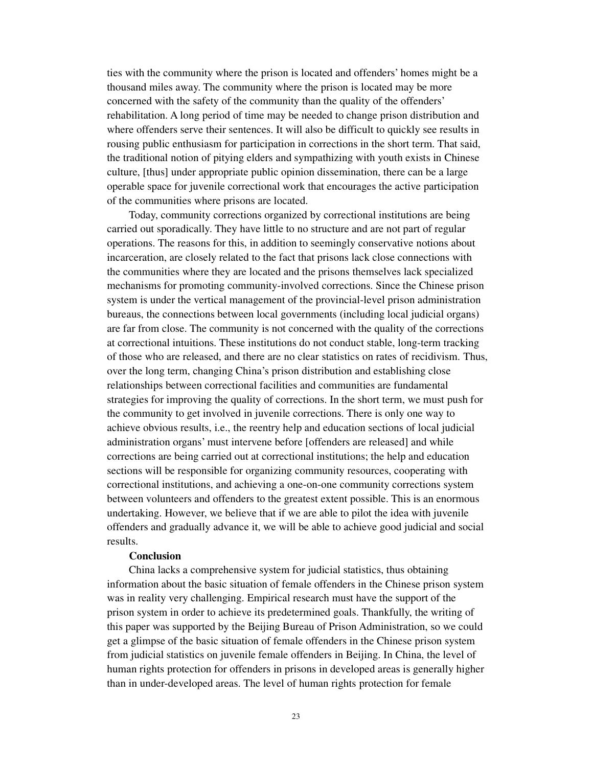ties with the community where the prison is located and offenders' homes might be a thousand miles away. The community where the prison is located may be more concerned with the safety of the community than the quality of the offenders' rehabilitation. A long period of time may be needed to change prison distribution and where offenders serve their sentences. It will also be difficult to quickly see results in rousing public enthusiasm for participation in corrections in the short term. That said, the traditional notion of pitying elders and sympathizing with youth exists in Chinese culture, [thus] under appropriate public opinion dissemination, there can be a large operable space for juvenile correctional work that encourages the active participation of the communities where prisons are located.

Today, community corrections organized by correctional institutions are being carried out sporadically. They have little to no structure and are not part of regular operations. The reasons for this, in addition to seemingly conservative notions about incarceration, are closely related to the fact that prisons lack close connections with the communities where they are located and the prisons themselves lack specialized mechanisms for promoting community-involved corrections. Since the Chinese prison system is under the vertical management of the provincial-level prison administration bureaus, the connections between local governments (including local judicial organs) are far from close. The community is not concerned with the quality of the corrections at correctional intuitions. These institutions do not conduct stable, long-term tracking of those who are released, and there are no clear statistics on rates of recidivism. Thus, over the long term, changing China's prison distribution and establishing close relationships between correctional facilities and communities are fundamental strategies for improving the quality of corrections. In the short term, we must push for the community to get involved in juvenile corrections. There is only one way to achieve obvious results, i.e., the reentry help and education sections of local judicial administration organs' must intervene before [offenders are released] and while corrections are being carried out at correctional institutions; the help and education sections will be responsible for organizing community resources, cooperating with correctional institutions, and achieving a one-on-one community corrections system between volunteers and offenders to the greatest extent possible. This is an enormous undertaking. However, we believe that if we are able to pilot the idea with juvenile offenders and gradually advance it, we will be able to achieve good judicial and social results.

**Conclusion**

China lacks a comprehensive system for judicial statistics, thus obtaining information about the basic situation of female offenders in the Chinese prison system was in reality very challenging. Empirical research must have the support of the prison system in order to achieve its predetermined goals. Thankfully, the writing of this paper was supported by the Beijing Bureau of Prison Administration, so we could get a glimpse of the basic situation of female offenders in the Chinese prison system from judicial statistics on juvenile female offenders in Beijing. In China, the level of human rights protection for offenders in prisons in developed areas is generally higher than in under-developed areas. The level of human rights protection for female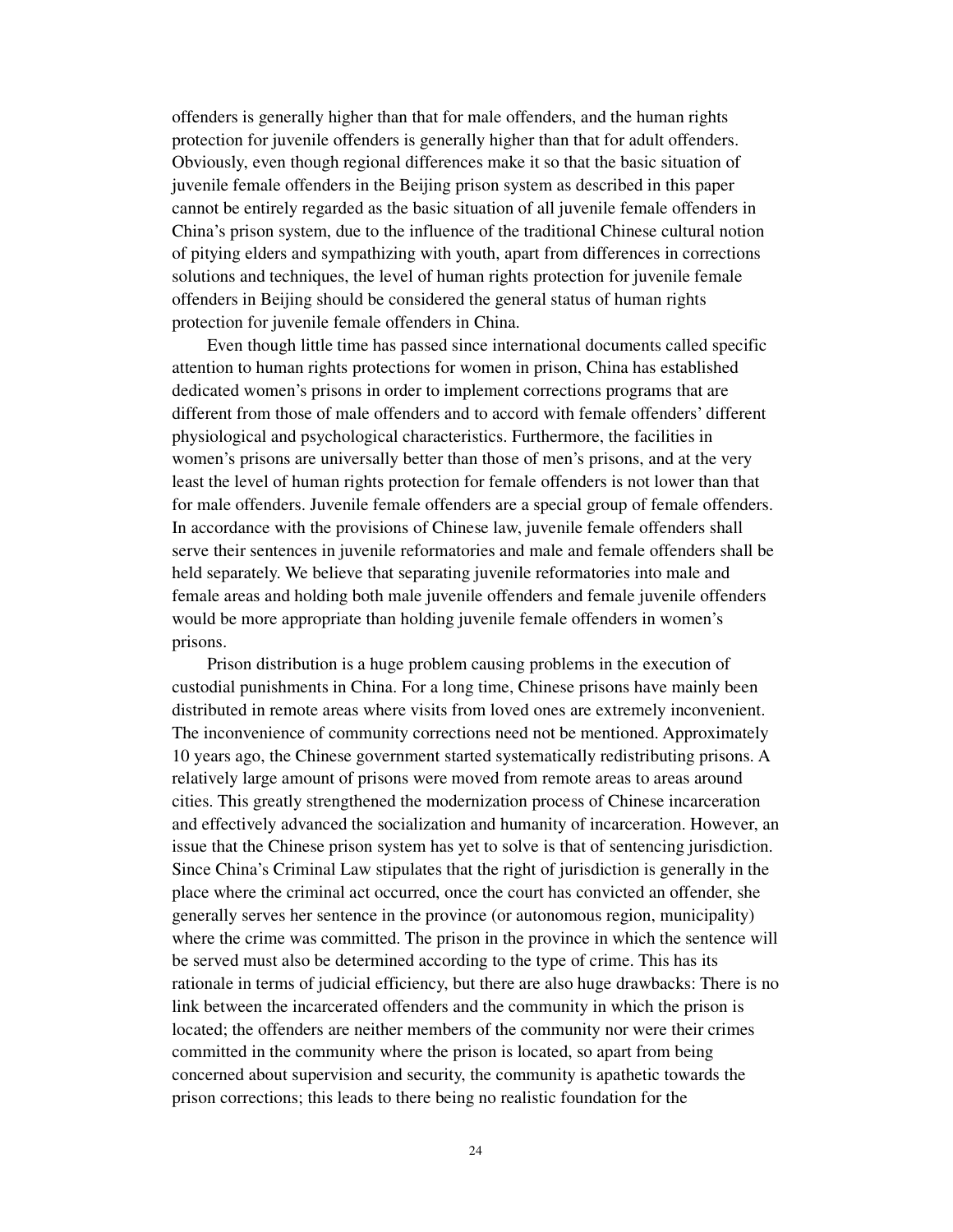offenders is generally higher than that for male offenders, and the human rights protection for juvenile offenders is generally higher than that for adult offenders. Obviously, even though regional differences make it so that the basic situation of juvenile female offenders in the Beijing prison system as described in this paper cannot be entirely regarded as the basic situation of all juvenile female offenders in China's prison system, due to the influence of the traditional Chinese cultural notion of pitying elders and sympathizing with youth, apart from differences in corrections solutions and techniques, the level of human rights protection for juvenile female offenders in Beijing should be considered the general status of human rights protection for juvenile female offenders in China.

Even though little time has passed since international documents called specific attention to human rights protections for women in prison, China has established dedicated women's prisons in order to implement corrections programs that are different from those of male offenders and to accord with female offenders' different physiological and psychological characteristics. Furthermore, the facilities in women's prisons are universally better than those of men's prisons, and at the very least the level of human rights protection for female offenders is not lower than that for male offenders. Juvenile female offenders are a special group of female offenders. In accordance with the provisions of Chinese law, juvenile female offenders shall serve their sentences in juvenile reformatories and male and female offenders shall be held separately. We believe that separating juvenile reformatories into male and female areas and holding both male juvenile offenders and female juvenile offenders would be more appropriate than holding juvenile female offenders in women's prisons.

Prison distribution is a huge problem causing problems in the execution of custodial punishments in China. For a long time, Chinese prisons have mainly been distributed in remote areas where visits from loved ones are extremely inconvenient. The inconvenience of community corrections need not be mentioned. Approximately 10 years ago, the Chinese government started systematically redistributing prisons. A relatively large amount of prisons were moved from remote areas to areas around cities. This greatly strengthened the modernization process of Chinese incarceration and effectively advanced the socialization and humanity of incarceration. However, an issue that the Chinese prison system has yet to solve is that of sentencing jurisdiction. Since China's Criminal Law stipulates that the right of jurisdiction is generally in the place where the criminal act occurred, once the court has convicted an offender, she generally serves her sentence in the province (or autonomous region, municipality) where the crime was committed. The prison in the province in which the sentence will be served must also be determined according to the type of crime. This has its rationale in terms of judicial efficiency, but there are also huge drawbacks: There is no link between the incarcerated offenders and the community in which the prison is located; the offenders are neither members of the community nor were their crimes committed in the community where the prison is located, so apart from being concerned about supervision and security, the community is apathetic towards the prison corrections; this leads to there being no realistic foundation for the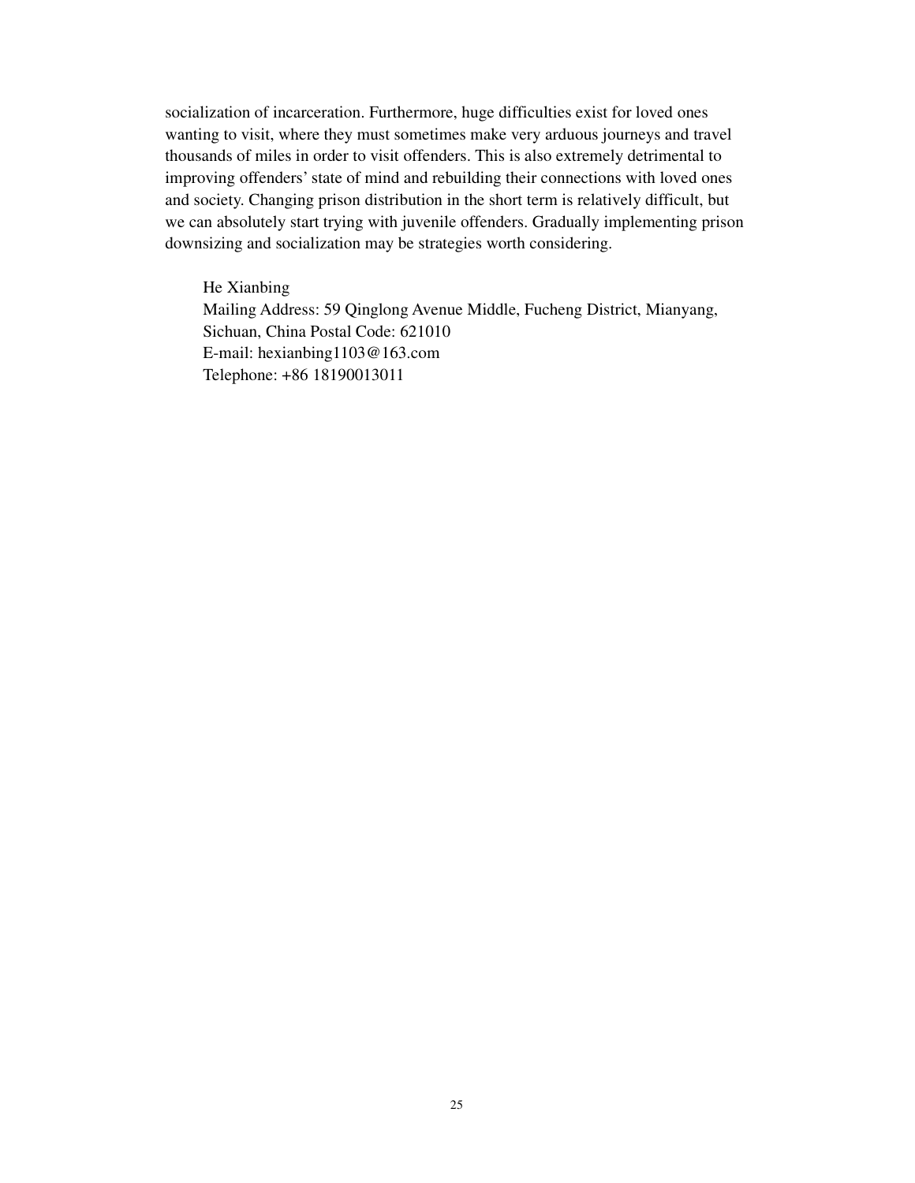socialization of incarceration. Furthermore, huge difficulties exist for loved ones wanting to visit, where they must sometimes make very arduous journeys and travel thousands of miles in order to visit offenders. This is also extremely detrimental to improving offenders' state of mind and rebuilding their connections with loved ones and society. Changing prison distribution in the short term is relatively difficult, but we can absolutely start trying with juvenile offenders. Gradually implementing prison downsizing and socialization may be strategies worth considering.

He Xianbing
Mailing Address: 59 Qinglong Avenue Middle, Fucheng District, Mianyang, Sichuan, China Postal Code: 621010
E-mail: hexianbing1103@163.com
Telephone: +86 18190013011